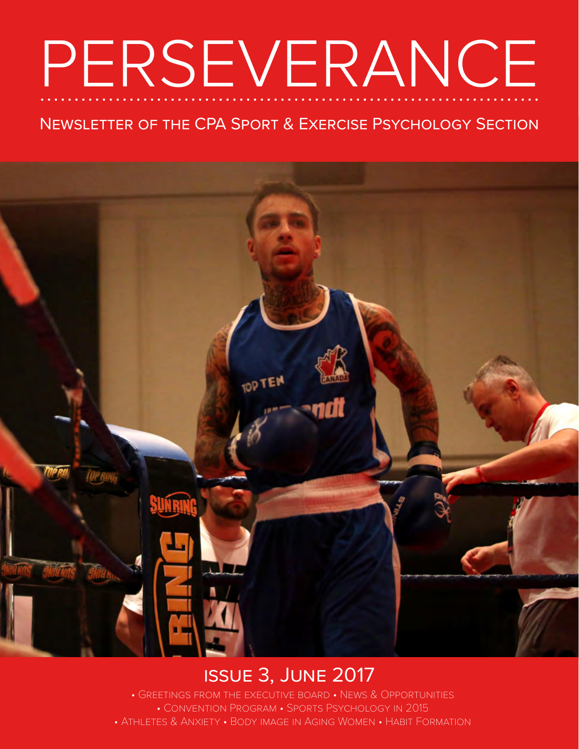# PERSEVERANCE

## Newsletter of the CPA Sport & Exercise Psychology Section

## Issue 3, June 2017

• Greetings from the Executive Board • News & Opportunities
• Convention Program • Sports Psychology in 2015
• Athletes & Anxiety • Body image in Aging Women • Habit Formation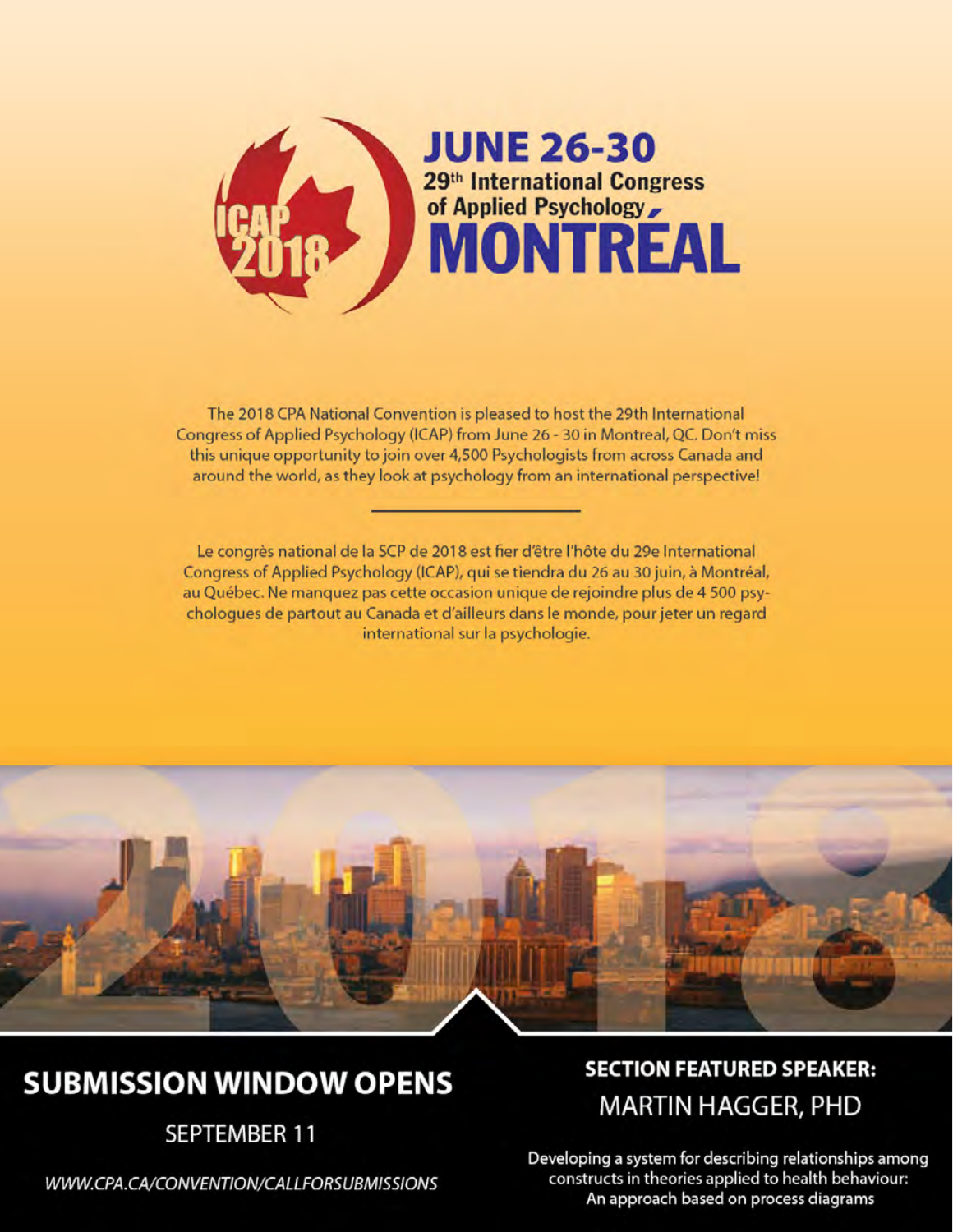# JUNE 26-30

## 29th International Congress of Applied Psychology

# MONTRÉAL

ICAP 2018

The 2018 CPA National Convention is pleased to host the 29th International Congress of Applied Psychology (ICAP) from June 26 - 30 in Montreal, QC. Don't miss this unique opportunity to join over 4,500 Psychologists from across Canada and around the world, as they look at psychology from an international perspective!

---

Le congrès national de la SCP de 2018 est fier d'être l'hôte du 29e International Congress of Applied Psychology (ICAP), qui se tiendra du 26 au 30 juin, à Montréal, au Québec. Ne manquez pas cette occasion unique de rejoindre plus de 4 500 psychologues de partout au Canada et d'ailleurs dans le monde, pour jeter un regard international sur la psychologie.

## SUBMISSION WINDOW OPENS

SEPTEMBER 11

*WWW.CPA.CA/CONVENTION/CALLFORSUBMISSIONS*

## SECTION FEATURED SPEAKER:

MARTIN HAGGER, PHD

Developing a system for describing relationships among constructs in theories applied to health behaviour: An approach based on process diagrams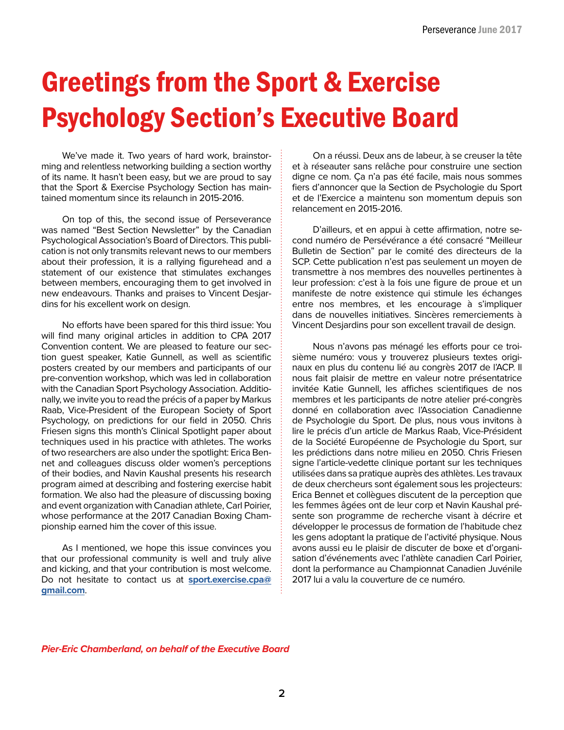# Greetings from the Sport & Exercise Psychology Section's Executive Board

We've made it. Two years of hard work, brainstorming and relentless networking building a section worthy of its name. It hasn't been easy, but we are proud to say that the Sport & Exercise Psychology Section has maintained momentum since its relaunch in 2015-2016.

On top of this, the second issue of Perseverance was named "Best Section Newsletter" by the Canadian Psychological Association's Board of Directors. This publication is not only transmits relevant news to our members about their profession, it is a rallying figurehead and a statement of our existence that stimulates exchanges between members, encouraging them to get involved in new endeavours. Thanks and praises to Vincent Desjardins for his excellent work on design.

No efforts have been spared for this third issue: You will find many original articles in addition to CPA 2017 Convention content. We are pleased to feature our section guest speaker, Katie Gunnell, as well as scientific posters created by our members and participants of our pre-convention workshop, which was led in collaboration with the Canadian Sport Psychology Association. Additionally, we invite you to read the précis of a paper by Markus Raab, Vice-President of the European Society of Sport Psychology, on predictions for our field in 2050. Chris Friesen signs this month's Clinical Spotlight paper about techniques used in his practice with athletes. The works of two researchers are also under the spotlight: Erica Bennet and colleagues discuss older women's perceptions of their bodies, and Navin Kaushal presents his research program aimed at describing and fostering exercise habit formation. We also had the pleasure of discussing boxing and event organization with Canadian athlete, Carl Poirier, whose performance at the 2017 Canadian Boxing Championship earned him the cover of this issue.

As I mentioned, we hope this issue convinces you that our professional community is well and truly alive and kicking, and that your contribution is most welcome. Do not hesitate to contact us at **sport.exercise.cpa@gmail.com**.

On a réussi. Deux ans de labeur, à se creuser la tête et à réseauter sans relâche pour construire une section digne ce nom. Ça n'a pas été facile, mais nous sommes fiers d'annoncer que la Section de Psychologie du Sport et de l'Exercice a maintenu son momentum depuis son relancement en 2015-2016.

D'ailleurs, et en appui à cette affirmation, notre second numéro de Persévérance a été consacré "Meilleur Bulletin de Section" par le comité des directeurs de la SCP. Cette publication n'est pas seulement un moyen de transmettre à nos membres des nouvelles pertinentes à leur profession: c'est à la fois une figure de proue et un manifeste de notre existence qui stimule les échanges entre nos membres, et les encourage à s'impliquer dans de nouvelles initiatives. Sincères remerciements à Vincent Desjardins pour son excellent travail de design.

Nous n'avons pas ménagé les efforts pour ce troisième numéro: vous y trouverez plusieurs textes originaux en plus du contenu lié au congrès 2017 de l'ACP. Il nous fait plaisir de mettre en valeur notre présentatrice invitée Katie Gunnell, les affiches scientifiques de nos membres et les participants de notre atelier pré-congrès donné en collaboration avec l'Association Canadienne de Psychologie du Sport. De plus, nous vous invitons à lire le précis d'un article de Markus Raab, Vice-Président de la Société Européenne de Psychologie du Sport, sur les prédictions dans notre milieu en 2050. Chris Friesen signe l'article-vedette clinique portant sur les techniques utilisées dans sa pratique auprès des athlètes. Les travaux de deux chercheurs sont également sous les projecteurs: Erica Bennet et collègues discutent de la perception que les femmes âgées ont de leur corp et Navin Kaushal présente son programme de recherche visant à décrire et développer le processus de formation de l'habitude chez les gens adoptant la pratique de l'activité physique. Nous avons aussi eu le plaisir de discuter de boxe et d'organisation d'événements avec l'athlète canadien Carl Poirier, dont la performance au Championnat Canadien Juvénile 2017 lui a valu la couverture de ce numéro.

***Pier-Eric Chamberland, on behalf of the Executive Board***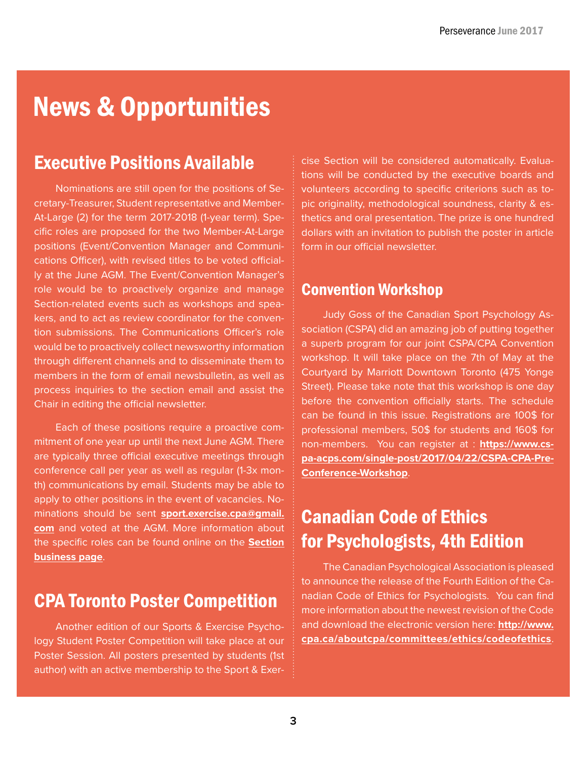# News & Opportunities

## Executive Positions Available

Nominations are still open for the positions of Secretary-Treasurer, Student representative and Member-At-Large (2) for the term 2017-2018 (1-year term). Specific roles are proposed for the two Member-At-Large positions (Event/Convention Manager and Communications Officer), with revised titles to be voted officially at the June AGM. The Event/Convention Manager's role would be to proactively organize and manage Section-related events such as workshops and speakers, and to act as review coordinator for the convention submissions. The Communications Officer's role would be to proactively collect newsworthy information through different channels and to disseminate them to members in the form of email newsbulletin, as well as process inquiries to the section email and assist the Chair in editing the official newsletter.

Each of these positions require a proactive commitment of one year up until the next June AGM. There are typically three official executive meetings through conference call per year as well as regular (1-3x month) communications by email. Students may be able to apply to other positions in the event of vacancies. Nominations should be sent **sport.exercise.cpa@gmail.com** and voted at the AGM. More information about the specific roles can be found online on the **Section business page**.

## CPA Toronto Poster Competition

Another edition of our Sports & Exercise Psychology Student Poster Competition will take place at our Poster Session. All posters presented by students (1st author) with an active membership to the Sport & Exercise Section will be considered automatically. Evaluations will be conducted by the executive boards and volunteers according to specific criterions such as topic originality, methodological soundness, clarity & esthetics and oral presentation. The prize is one hundred dollars with an invitation to publish the poster in article form in our official newsletter.

## Convention Workshop

Judy Goss of the Canadian Sport Psychology Association (CSPA) did an amazing job of putting together a superb program for our joint CSPA/CPA Convention workshop. It will take place on the 7th of May at the Courtyard by Marriott Downtown Toronto (475 Yonge Street). Please take note that this workshop is one day before the convention officially starts. The schedule can be found in this issue. Registrations are 100$ for professional members, 50$ for students and 160$ for non-members. You can register at : **https://www.cspa-acps.com/single-post/2017/04/22/CSPA-CPA-Pre-Conference-Workshop**.

## Canadian Code of Ethics for Psychologists, 4th Edition

The Canadian Psychological Association is pleased to announce the release of the Fourth Edition of the Canadian Code of Ethics for Psychologists. You can find more information about the newest revision of the Code and download the electronic version here: **http://www.cpa.ca/aboutcpa/committees/ethics/codeofethics**.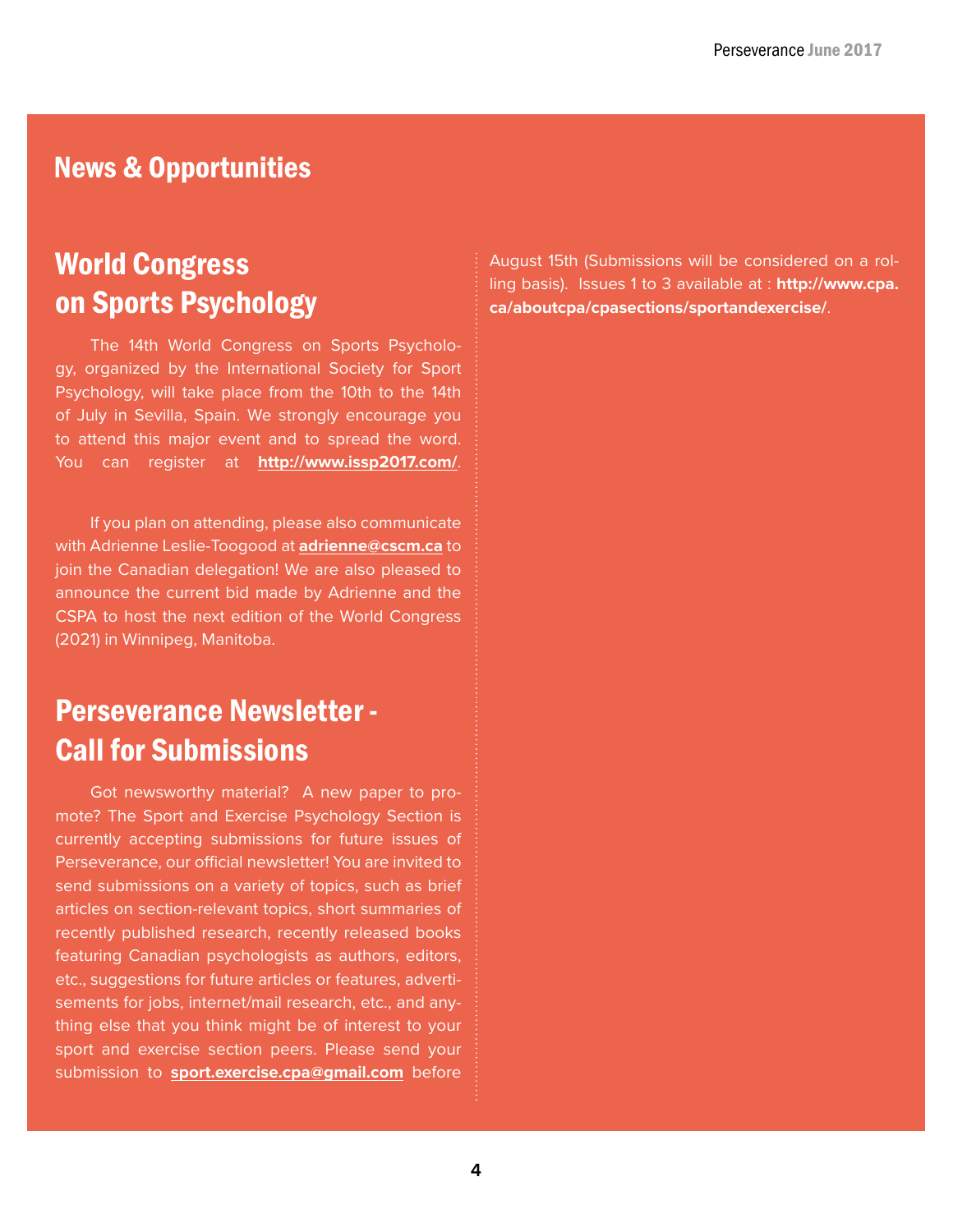# News & Opportunities

## World Congress on Sports Psychology

The 14th World Congress on Sports Psychology, organized by the International Society for Sport Psychology, will take place from the 10th to the 14th of July in Sevilla, Spain. We strongly encourage you to attend this major event and to spread the word. You can register at **http://www.issp2017.com/**.

If you plan on attending, please also communicate with Adrienne Leslie-Toogood at **adrienne@cscm.ca** to join the Canadian delegation! We are also pleased to announce the current bid made by Adrienne and the CSPA to host the next edition of the World Congress (2021) in Winnipeg, Manitoba.

## Perseverance Newsletter - Call for Submissions

Got newsworthy material? A new paper to promote? The Sport and Exercise Psychology Section is currently accepting submissions for future issues of Perseverance, our official newsletter! You are invited to send submissions on a variety of topics, such as brief articles on section-relevant topics, short summaries of recently published research, recently released books featuring Canadian psychologists as authors, editors, etc., suggestions for future articles or features, advertisements for jobs, internet/mail research, etc., and anything else that you think might be of interest to your sport and exercise section peers. Please send your submission to **sport.exercise.cpa@gmail.com** before August 15th (Submissions will be considered on a rolling basis). Issues 1 to 3 available at : **http://www.cpa.ca/aboutcpa/cpasections/sportandexercise/**.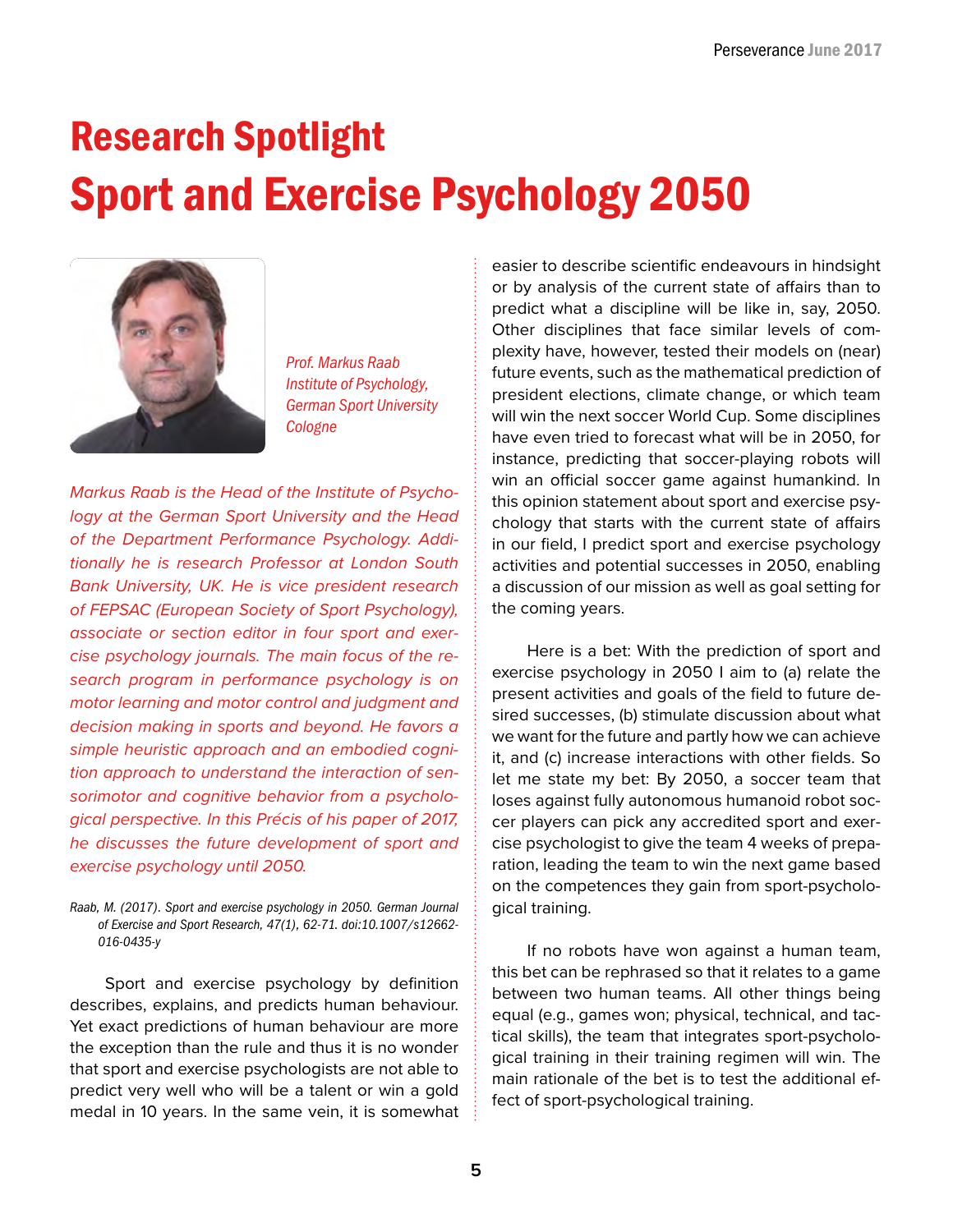# Research Spotlight
# Sport and Exercise Psychology 2050

*Prof. Markus Raab*
*Institute of Psychology, German Sport University Cologne*

*Markus Raab is the Head of the Institute of Psychology at the German Sport University and the Head of the Department Performance Psychology. Additionally he is research Professor at London South Bank University, UK. He is vice president research of FEPSAC (European Society of Sport Psychology), associate or section editor in four sport and exercise psychology journals. The main focus of the research program in performance psychology is on motor learning and motor control and judgment and decision making in sports and beyond. He favors a simple heuristic approach and an embodied cognition approach to understand the interaction of sensorimotor and cognitive behavior from a psychological perspective. In this Précis of his paper of 2017, he discusses the future development of sport and exercise psychology until 2050.*

*Raab, M. (2017). Sport and exercise psychology in 2050. German Journal of Exercise and Sport Research, 47(1), 62-71. doi:10.1007/s12662-016-0435-y*

Sport and exercise psychology by definition describes, explains, and predicts human behaviour. Yet exact predictions of human behaviour are more the exception than the rule and thus it is no wonder that sport and exercise psychologists are not able to predict very well who will be a talent or win a gold medal in 10 years. In the same vein, it is somewhat easier to describe scientific endeavours in hindsight or by analysis of the current state of affairs than to predict what a discipline will be like in, say, 2050. Other disciplines that face similar levels of complexity have, however, tested their models on (near) future events, such as the mathematical prediction of president elections, climate change, or which team will win the next soccer World Cup. Some disciplines have even tried to forecast what will be in 2050, for instance, predicting that soccer-playing robots will win an official soccer game against humankind. In this opinion statement about sport and exercise psychology that starts with the current state of affairs in our field, I predict sport and exercise psychology activities and potential successes in 2050, enabling a discussion of our mission as well as goal setting for the coming years.

Here is a bet: With the prediction of sport and exercise psychology in 2050 I aim to (a) relate the present activities and goals of the field to future desired successes, (b) stimulate discussion about what we want for the future and partly how we can achieve it, and (c) increase interactions with other fields. So let me state my bet: By 2050, a soccer team that loses against fully autonomous humanoid robot soccer players can pick any accredited sport and exercise psychologist to give the team 4 weeks of preparation, leading the team to win the next game based on the competences they gain from sport-psychological training.

If no robots have won against a human team, this bet can be rephrased so that it relates to a game between two human teams. All other things being equal (e.g., games won; physical, technical, and tactical skills), the team that integrates sport-psychological training in their training regimen will win. The main rationale of the bet is to test the additional effect of sport-psychological training.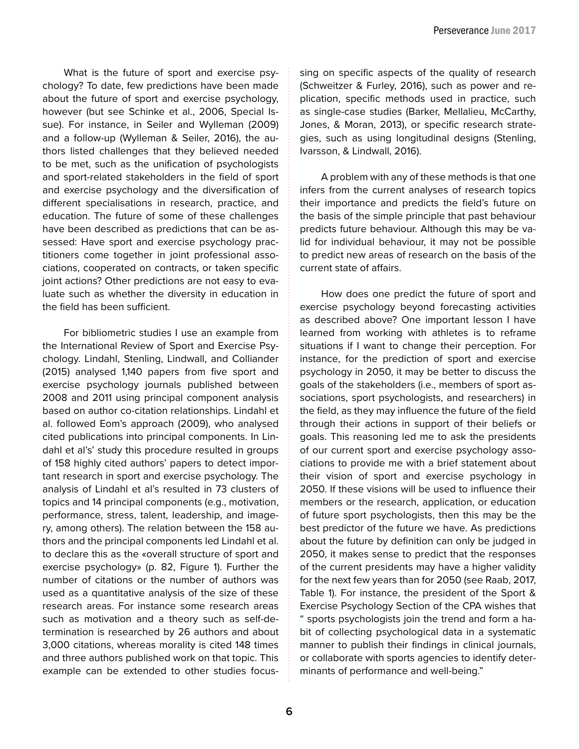What is the future of sport and exercise psychology? To date, few predictions have been made about the future of sport and exercise psychology, however (but see Schinke et al., 2006, Special Issue). For instance, in Seiler and Wylleman (2009) and a follow-up (Wylleman & Seiler, 2016), the authors listed challenges that they believed needed to be met, such as the unification of psychologists and sport-related stakeholders in the field of sport and exercise psychology and the diversification of different specialisations in research, practice, and education. The future of some of these challenges have been described as predictions that can be assessed: Have sport and exercise psychology practitioners come together in joint professional associations, cooperated on contracts, or taken specific joint actions? Other predictions are not easy to evaluate such as whether the diversity in education in the field has been sufficient.

For bibliometric studies I use an example from the International Review of Sport and Exercise Psychology. Lindahl, Stenling, Lindwall, and Colliander (2015) analysed 1,140 papers from five sport and exercise psychology journals published between 2008 and 2011 using principal component analysis based on author co-citation relationships. Lindahl et al. followed Eom's approach (2009), who analysed cited publications into principal components. In Lindahl et al's' study this procedure resulted in groups of 158 highly cited authors' papers to detect important research in sport and exercise psychology. The analysis of Lindahl et al's resulted in 73 clusters of topics and 14 principal components (e.g., motivation, performance, stress, talent, leadership, and imagery, among others). The relation between the 158 authors and the principal components led Lindahl et al. to declare this as the «overall structure of sport and exercise psychology» (p. 82, Figure 1). Further the number of citations or the number of authors was used as a quantitative analysis of the size of these research areas. For instance some research areas such as motivation and a theory such as self-determination is researched by 26 authors and about 3,000 citations, whereas morality is cited 148 times and three authors published work on that topic. This example can be extended to other studies focussing on specific aspects of the quality of research (Schweitzer & Furley, 2016), such as power and replication, specific methods used in practice, such as single-case studies (Barker, Mellalieu, McCarthy, Jones, & Moran, 2013), or specific research strategies, such as using longitudinal designs (Stenling, Ivarsson, & Lindwall, 2016).

A problem with any of these methods is that one infers from the current analyses of research topics their importance and predicts the field's future on the basis of the simple principle that past behaviour predicts future behaviour. Although this may be valid for individual behaviour, it may not be possible to predict new areas of research on the basis of the current state of affairs.

How does one predict the future of sport and exercise psychology beyond forecasting activities as described above? One important lesson I have learned from working with athletes is to reframe situations if I want to change their perception. For instance, for the prediction of sport and exercise psychology in 2050, it may be better to discuss the goals of the stakeholders (i.e., members of sport associations, sport psychologists, and researchers) in the field, as they may influence the future of the field through their actions in support of their beliefs or goals. This reasoning led me to ask the presidents of our current sport and exercise psychology associations to provide me with a brief statement about their vision of sport and exercise psychology in 2050. If these visions will be used to influence their members or the research, application, or education of future sport psychologists, then this may be the best predictor of the future we have. As predictions about the future by definition can only be judged in 2050, it makes sense to predict that the responses of the current presidents may have a higher validity for the next few years than for 2050 (see Raab, 2017, Table 1). For instance, the president of the Sport & Exercise Psychology Section of the CPA wishes that " sports psychologists join the trend and form a habit of collecting psychological data in a systematic manner to publish their findings in clinical journals, or collaborate with sports agencies to identify determinants of performance and well-being."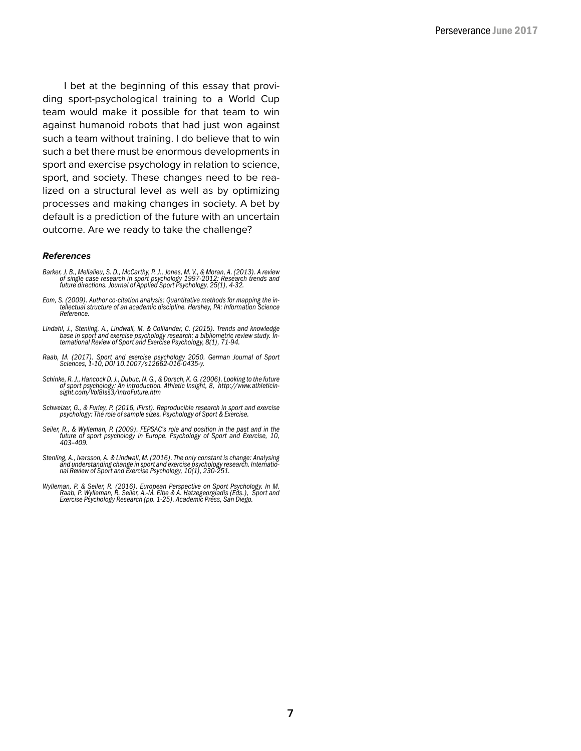I bet at the beginning of this essay that providing sport-psychological training to a World Cup team would make it possible for that team to win against humanoid robots that had just won against such a team without training. I do believe that to win such a bet there must be enormous developments in sport and exercise psychology in relation to science, sport, and society. These changes need to be realized on a structural level as well as by optimizing processes and making changes in society. A bet by default is a prediction of the future with an uncertain outcome. Are we ready to take the challenge?

### *References*

*Barker, J. B., Mellalieu, S. D., McCarthy, P. J., Jones, M. V., & Moran, A. (2013). A review of single case research in sport psychology 1997-2012: Research trends and future directions. Journal of Applied Sport Psychology, 25(1), 4-32.*

*Eom, S. (2009). Author co-citation analysis: Quantitative methods for mapping the intellectual structure of an academic discipline. Hershey, PA: Information Science Reference.*

*Lindahl, J., Stenling, A., Lindwall, M. & Colliander, C. (2015). Trends and knowledge base in sport and exercise psychology research: a bibliometric review study. International Review of Sport and Exercise Psychology, 8(1), 71-94.*

*Raab, M. (2017). Sport and exercise psychology 2050. German Journal of Sport Sciences, 1-10, DOI 10.1007/s12662-016-0435-y.*

*Schinke, R. J., Hancock D. J., Dubuc, N. G., & Dorsch, K. G. (2006). Looking to the future of sport psychology: An introduction. Athletic Insight, 8, http://www.athleticinsight.com/Vol8Iss3/IntroFuture.htm*

*Schweizer, G., & Furley, P. (2016, iFirst). Reproducible research in sport and exercise psychology: The role of sample sizes. Psychology of Sport & Exercise.*

*Seiler, R., & Wylleman, P. (2009). FEPSAC's role and position in the past and in the future of sport psychology in Europe. Psychology of Sport and Exercise, 10, 403–409.*

*Stenling, A., Ivarsson, A. & Lindwall, M. (2016). The only constant is change: Analysing and understanding change in sport and exercise psychology research. International Review of Sport and Exercise Psychology, 10(1), 230-251.*

*Wylleman, P. & Seiler, R. (2016). European Perspective on Sport Psychology. In M. Raab, P. Wylleman, R. Seiler, A.-M. Elbe & A. Hatzegeorgiadis (Eds.), Sport and Exercise Psychology Research (pp. 1-25). Academic Press, San Diego.*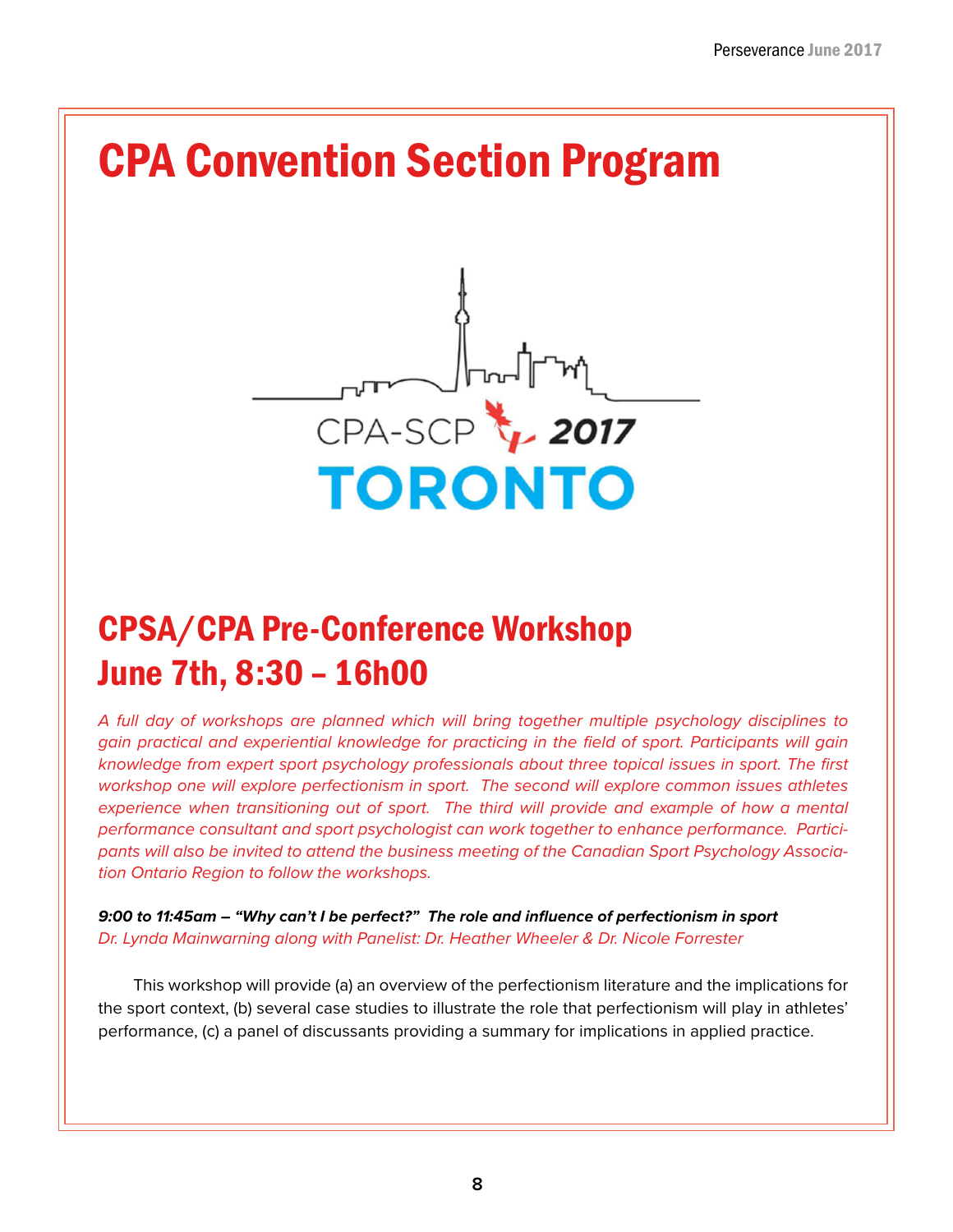# CPA Convention Section Program

CPA-SCP 2017
TORONTO

## CPSA/CPA Pre-Conference Workshop
## June 7th, 8:30 – 16h00

*A full day of workshops are planned which will bring together multiple psychology disciplines to gain practical and experiential knowledge for practicing in the field of sport. Participants will gain knowledge from expert sport psychology professionals about three topical issues in sport. The first workshop one will explore perfectionism in sport. The second will explore common issues athletes experience when transitioning out of sport. The third will provide and example of how a mental performance consultant and sport psychologist can work together to enhance performance. Participants will also be invited to attend the business meeting of the Canadian Sport Psychology Association Ontario Region to follow the workshops.*

***9:00 to 11:45am – "Why can't I be perfect?" The role and influence of perfectionism in sport***
*Dr. Lynda Mainwarning along with Panelist: Dr. Heather Wheeler & Dr. Nicole Forrester*

This workshop will provide (a) an overview of the perfectionism literature and the implications for the sport context, (b) several case studies to illustrate the role that perfectionism will play in athletes' performance, (c) a panel of discussants providing a summary for implications in applied practice.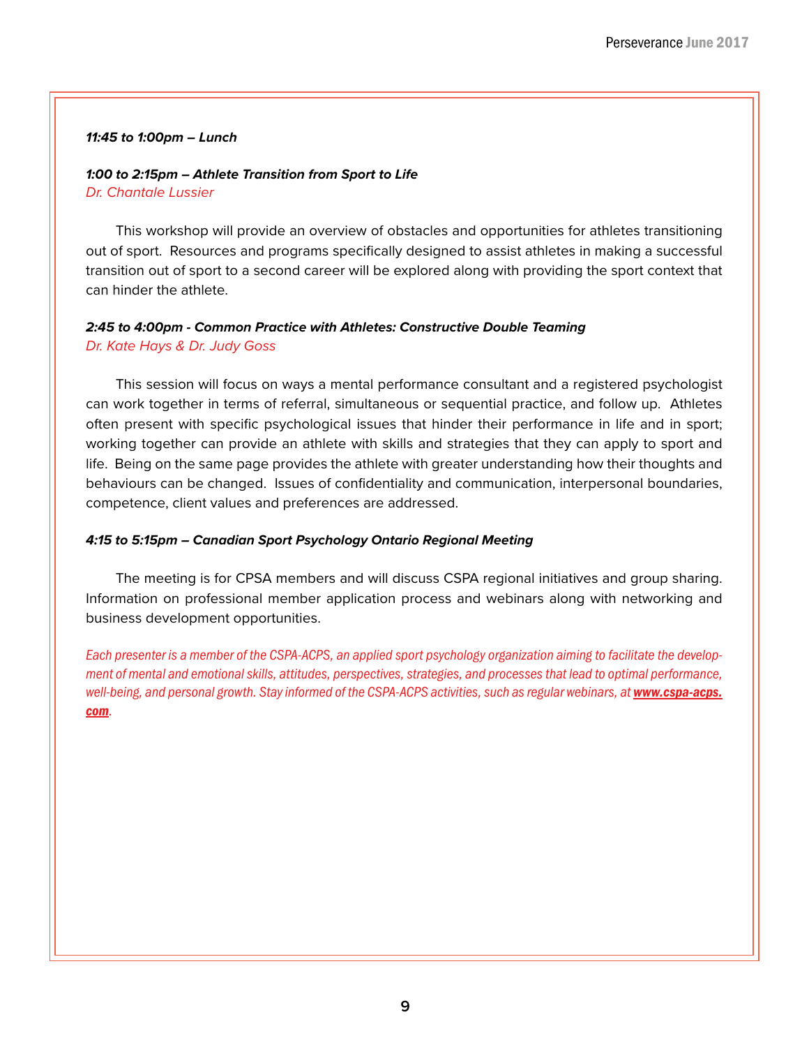***11:45 to 1:00pm – Lunch***

***1:00 to 2:15pm – Athlete Transition from Sport to Life***
*Dr. Chantale Lussier*

This workshop will provide an overview of obstacles and opportunities for athletes transitioning out of sport. Resources and programs specifically designed to assist athletes in making a successful transition out of sport to a second career will be explored along with providing the sport context that can hinder the athlete.

***2:45 to 4:00pm - Common Practice with Athletes: Constructive Double Teaming***
*Dr. Kate Hays & Dr. Judy Goss*

This session will focus on ways a mental performance consultant and a registered psychologist can work together in terms of referral, simultaneous or sequential practice, and follow up. Athletes often present with specific psychological issues that hinder their performance in life and in sport; working together can provide an athlete with skills and strategies that they can apply to sport and life. Being on the same page provides the athlete with greater understanding how their thoughts and behaviours can be changed. Issues of confidentiality and communication, interpersonal boundaries, competence, client values and preferences are addressed.

***4:15 to 5:15pm – Canadian Sport Psychology Ontario Regional Meeting***

The meeting is for CPSA members and will discuss CSPA regional initiatives and group sharing. Information on professional member application process and webinars along with networking and business development opportunities.

*Each presenter is a member of the CSPA-ACPS, an applied sport psychology organization aiming to facilitate the development of mental and emotional skills, attitudes, perspectives, strategies, and processes that lead to optimal performance, well-being, and personal growth. Stay informed of the CSPA-ACPS activities, such as regular webinars, at **www.cspa-acps.com**.*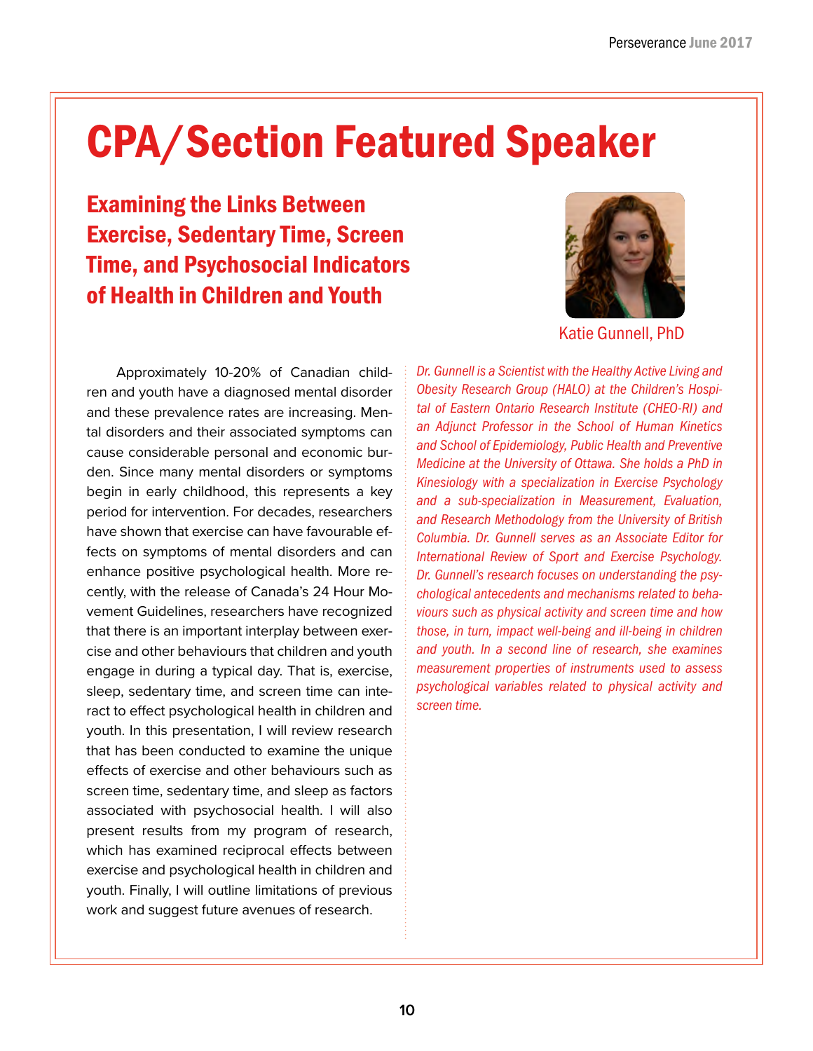# CPA/Section Featured Speaker

## Examining the Links Between Exercise, Sedentary Time, Screen Time, and Psychosocial Indicators of Health in Children and Youth

Katie Gunnell, PhD

*Dr. Gunnell is a Scientist with the Healthy Active Living and Obesity Research Group (HALO) at the Children's Hospital of Eastern Ontario Research Institute (CHEO-RI) and an Adjunct Professor in the School of Human Kinetics and School of Epidemiology, Public Health and Preventive Medicine at the University of Ottawa. She holds a PhD in Kinesiology with a specialization in Exercise Psychology and a sub-specialization in Measurement, Evaluation, and Research Methodology from the University of British Columbia. Dr. Gunnell serves as an Associate Editor for International Review of Sport and Exercise Psychology. Dr. Gunnell's research focuses on understanding the psychological antecedents and mechanisms related to behaviours such as physical activity and screen time and how those, in turn, impact well-being and ill-being in children and youth. In a second line of research, she examines measurement properties of instruments used to assess psychological variables related to physical activity and screen time.*

Approximately 10-20% of Canadian children and youth have a diagnosed mental disorder and these prevalence rates are increasing. Mental disorders and their associated symptoms can cause considerable personal and economic burden. Since many mental disorders or symptoms begin in early childhood, this represents a key period for intervention. For decades, researchers have shown that exercise can have favourable effects on symptoms of mental disorders and can enhance positive psychological health. More recently, with the release of Canada's 24 Hour Movement Guidelines, researchers have recognized that there is an important interplay between exercise and other behaviours that children and youth engage in during a typical day. That is, exercise, sleep, sedentary time, and screen time can interact to effect psychological health in children and youth. In this presentation, I will review research that has been conducted to examine the unique effects of exercise and other behaviours such as screen time, sedentary time, and sleep as factors associated with psychosocial health. I will also present results from my program of research, which has examined reciprocal effects between exercise and psychological health in children and youth. Finally, I will outline limitations of previous work and suggest future avenues of research.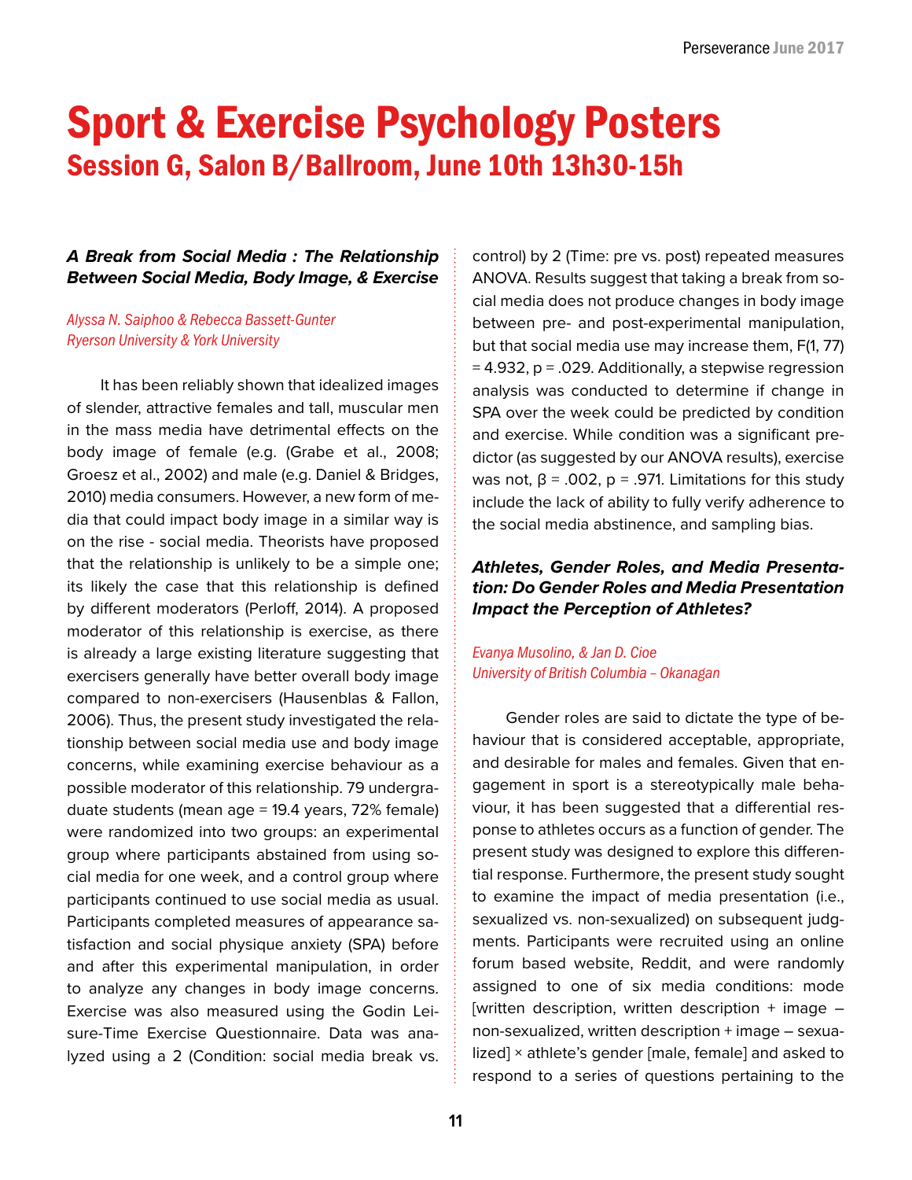# Sport & Exercise Psychology Posters

## Session G, Salon B/Ballroom, June 10th 13h30-15h

### *A Break from Social Media : The Relationship Between Social Media, Body Image, & Exercise*

*Alyssa N. Saiphoo & Rebecca Bassett-Gunter*
*Ryerson University & York University*

It has been reliably shown that idealized images of slender, attractive females and tall, muscular men in the mass media have detrimental effects on the body image of female (e.g. (Grabe et al., 2008; Groesz et al., 2002) and male (e.g. Daniel & Bridges, 2010) media consumers. However, a new form of media that could impact body image in a similar way is on the rise - social media. Theorists have proposed that the relationship is unlikely to be a simple one; its likely the case that this relationship is defined by different moderators (Perloff, 2014). A proposed moderator of this relationship is exercise, as there is already a large existing literature suggesting that exercisers generally have better overall body image compared to non-exercisers (Hausenblas & Fallon, 2006). Thus, the present study investigated the relationship between social media use and body image concerns, while examining exercise behaviour as a possible moderator of this relationship. 79 undergraduate students (mean age = 19.4 years, 72% female) were randomized into two groups: an experimental group where participants abstained from using social media for one week, and a control group where participants continued to use social media as usual. Participants completed measures of appearance satisfaction and social physique anxiety (SPA) before and after this experimental manipulation, in order to analyze any changes in body image concerns. Exercise was also measured using the Godin Leisure-Time Exercise Questionnaire. Data was analyzed using a 2 (Condition: social media break vs. control) by 2 (Time: pre vs. post) repeated measures ANOVA. Results suggest that taking a break from social media does not produce changes in body image between pre- and post-experimental manipulation, but that social media use may increase them, $F(1, 77) = 4.932$, $p = .029$. Additionally, a stepwise regression analysis was conducted to determine if change in SPA over the week could be predicted by condition and exercise. While condition was a significant predictor (as suggested by our ANOVA results), exercise was not, $\beta = .002$, $p = .971$. Limitations for this study include the lack of ability to fully verify adherence to the social media abstinence, and sampling bias.

### *Athletes, Gender Roles, and Media Presentation: Do Gender Roles and Media Presentation Impact the Perception of Athletes?*

*Evanya Musolino, & Jan D. Cioe*
*University of British Columbia – Okanagan*

Gender roles are said to dictate the type of behaviour that is considered acceptable, appropriate, and desirable for males and females. Given that engagement in sport is a stereotypically male behaviour, it has been suggested that a differential response to athletes occurs as a function of gender. The present study was designed to explore this differential response. Furthermore, the present study sought to examine the impact of media presentation (i.e., sexualized vs. non-sexualized) on subsequent judgments. Participants were recruited using an online forum based website, Reddit, and were randomly assigned to one of six media conditions: mode [written description, written description + image – non-sexualized, written description + image – sexualized] × athlete's gender [male, female] and asked to respond to a series of questions pertaining to the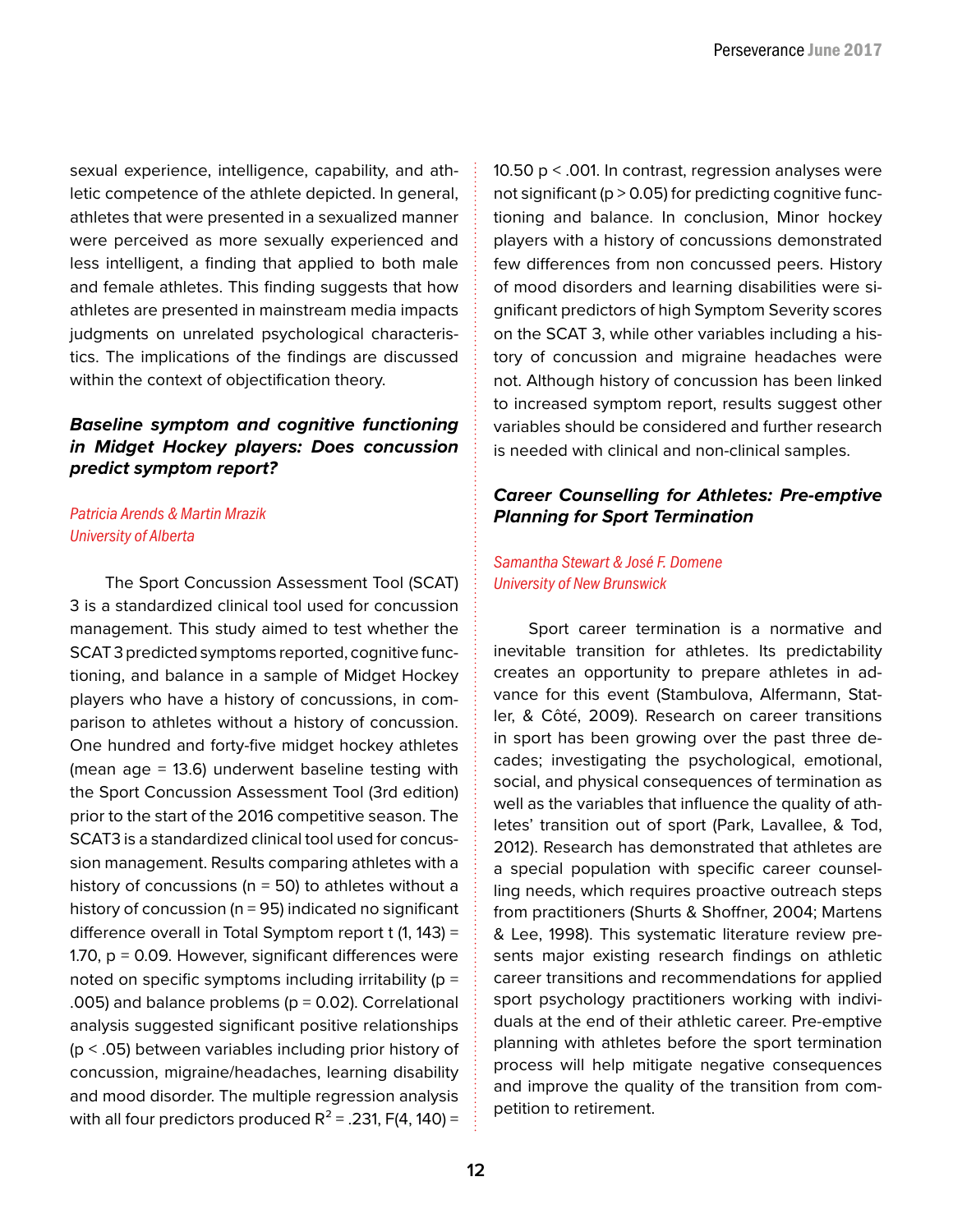sexual experience, intelligence, capability, and athletic competence of the athlete depicted. In general, athletes that were presented in a sexualized manner were perceived as more sexually experienced and less intelligent, a finding that applied to both male and female athletes. This finding suggests that how athletes are presented in mainstream media impacts judgments on unrelated psychological characteristics. The implications of the findings are discussed within the context of objectification theory.

### *Baseline symptom and cognitive functioning in Midget Hockey players: Does concussion predict symptom report?*

*Patricia Arends & Martin Mrazik*
*University of Alberta*

The Sport Concussion Assessment Tool (SCAT) 3 is a standardized clinical tool used for concussion management. This study aimed to test whether the SCAT 3 predicted symptoms reported, cognitive functioning, and balance in a sample of Midget Hockey players who have a history of concussions, in comparison to athletes without a history of concussion. One hundred and forty-five midget hockey athletes (mean age = 13.6) underwent baseline testing with the Sport Concussion Assessment Tool (3rd edition) prior to the start of the 2016 competitive season. The SCAT3 is a standardized clinical tool used for concussion management. Results comparing athletes with a history of concussions (n = 50) to athletes without a history of concussion (n = 95) indicated no significant difference overall in Total Symptom report $t(1, 143) = 1.70$, $p = 0.09$. However, significant differences were noted on specific symptoms including irritability ($p = .005$) and balance problems ($p = 0.02$). Correlational analysis suggested significant positive relationships ($p < .05$) between variables including prior history of concussion, migraine/headaches, learning disability and mood disorder. The multiple regression analysis with all four predictors produced $R^2 = .231$, $F(4, 140) = 10.50$ $p < .001$. In contrast, regression analyses were not significant ($p > 0.05$) for predicting cognitive functioning and balance. In conclusion, Minor hockey players with a history of concussions demonstrated few differences from non concussed peers. History of mood disorders and learning disabilities were significant predictors of high Symptom Severity scores on the SCAT 3, while other variables including a history of concussion and migraine headaches were not. Although history of concussion has been linked to increased symptom report, results suggest other variables should be considered and further research is needed with clinical and non-clinical samples.

### *Career Counselling for Athletes: Pre-emptive Planning for Sport Termination*

*Samantha Stewart & José F. Domene*
*University of New Brunswick*

Sport career termination is a normative and inevitable transition for athletes. Its predictability creates an opportunity to prepare athletes in advance for this event (Stambulova, Alfermann, Statler, & Côté, 2009). Research on career transitions in sport has been growing over the past three decades; investigating the psychological, emotional, social, and physical consequences of termination as well as the variables that influence the quality of athletes' transition out of sport (Park, Lavallee, & Tod, 2012). Research has demonstrated that athletes are a special population with specific career counselling needs, which requires proactive outreach steps from practitioners (Shurts & Shoffner, 2004; Martens & Lee, 1998). This systematic literature review presents major existing research findings on athletic career transitions and recommendations for applied sport psychology practitioners working with individuals at the end of their athletic career. Pre-emptive planning with athletes before the sport termination process will help mitigate negative consequences and improve the quality of the transition from competition to retirement.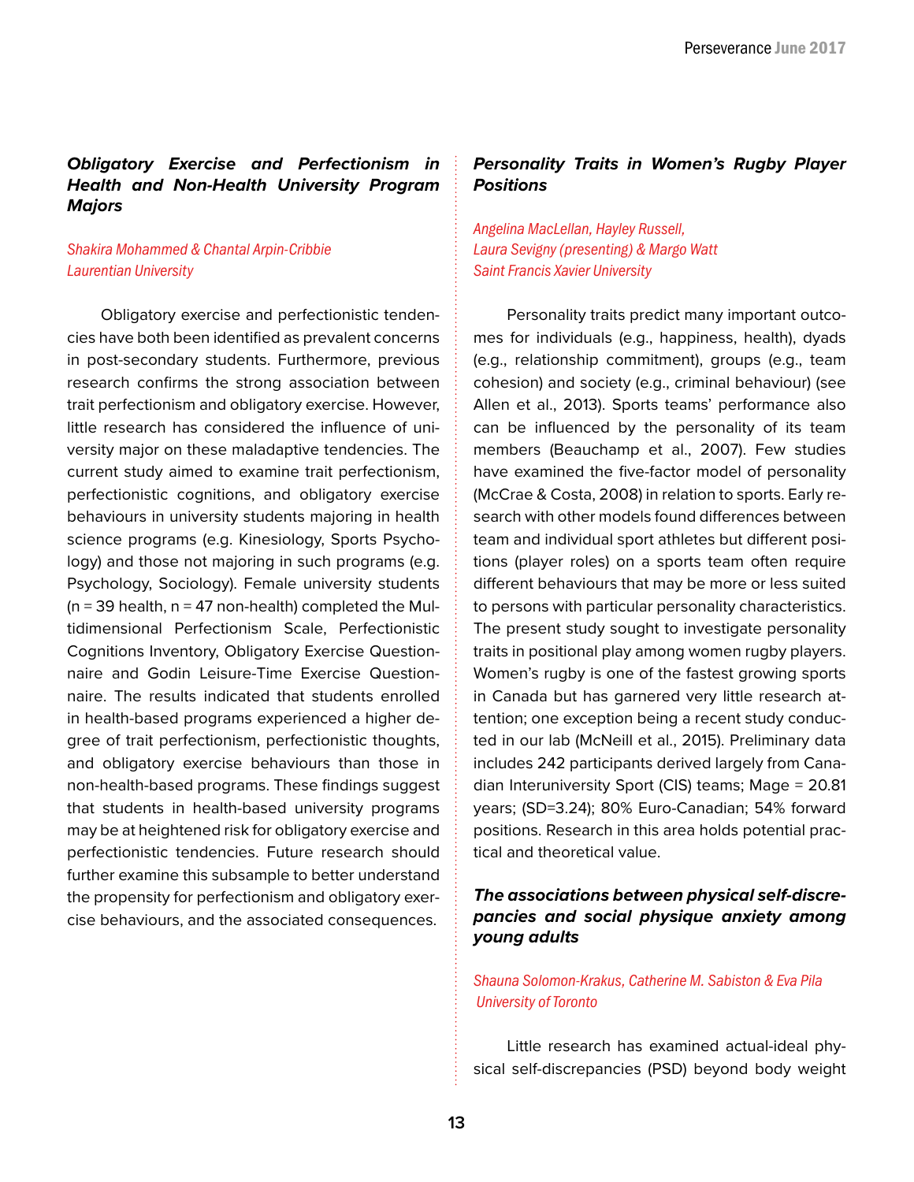### *Obligatory Exercise and Perfectionism in Health and Non-Health University Program Majors*

*Shakira Mohammed & Chantal Arpin-Cribbie*
*Laurentian University*

Obligatory exercise and perfectionistic tendencies have both been identified as prevalent concerns in post-secondary students. Furthermore, previous research confirms the strong association between trait perfectionism and obligatory exercise. However, little research has considered the influence of university major on these maladaptive tendencies. The current study aimed to examine trait perfectionism, perfectionistic cognitions, and obligatory exercise behaviours in university students majoring in health science programs (e.g. Kinesiology, Sports Psychology) and those not majoring in such programs (e.g. Psychology, Sociology). Female university students (n = 39 health, n = 47 non-health) completed the Multidimensional Perfectionism Scale, Perfectionistic Cognitions Inventory, Obligatory Exercise Questionnaire and Godin Leisure-Time Exercise Questionnaire. The results indicated that students enrolled in health-based programs experienced a higher degree of trait perfectionism, perfectionistic thoughts, and obligatory exercise behaviours than those in non-health-based programs. These findings suggest that students in health-based university programs may be at heightened risk for obligatory exercise and perfectionistic tendencies. Future research should further examine this subsample to better understand the propensity for perfectionism and obligatory exercise behaviours, and the associated consequences.

### *Personality Traits in Women's Rugby Player Positions*

*Angelina MacLellan, Hayley Russell,*
*Laura Sevigny (presenting) & Margo Watt*
*Saint Francis Xavier University*

Personality traits predict many important outcomes for individuals (e.g., happiness, health), dyads (e.g., relationship commitment), groups (e.g., team cohesion) and society (e.g., criminal behaviour) (see Allen et al., 2013). Sports teams' performance also can be influenced by the personality of its team members (Beauchamp et al., 2007). Few studies have examined the five-factor model of personality (McCrae & Costa, 2008) in relation to sports. Early research with other models found differences between team and individual sport athletes but different positions (player roles) on a sports team often require different behaviours that may be more or less suited to persons with particular personality characteristics. The present study sought to investigate personality traits in positional play among women rugby players. Women's rugby is one of the fastest growing sports in Canada but has garnered very little research attention; one exception being a recent study conducted in our lab (McNeill et al., 2015). Preliminary data includes 242 participants derived largely from Canadian Interuniversity Sport (CIS) teams; Mage = 20.81 years; (SD=3.24); 80% Euro-Canadian; 54% forward positions. Research in this area holds potential practical and theoretical value.

### *The associations between physical self-discrepancies and social physique anxiety among young adults*

*Shauna Solomon-Krakus, Catherine M. Sabiston & Eva Pila*
*University of Toronto*

Little research has examined actual-ideal physical self-discrepancies (PSD) beyond body weight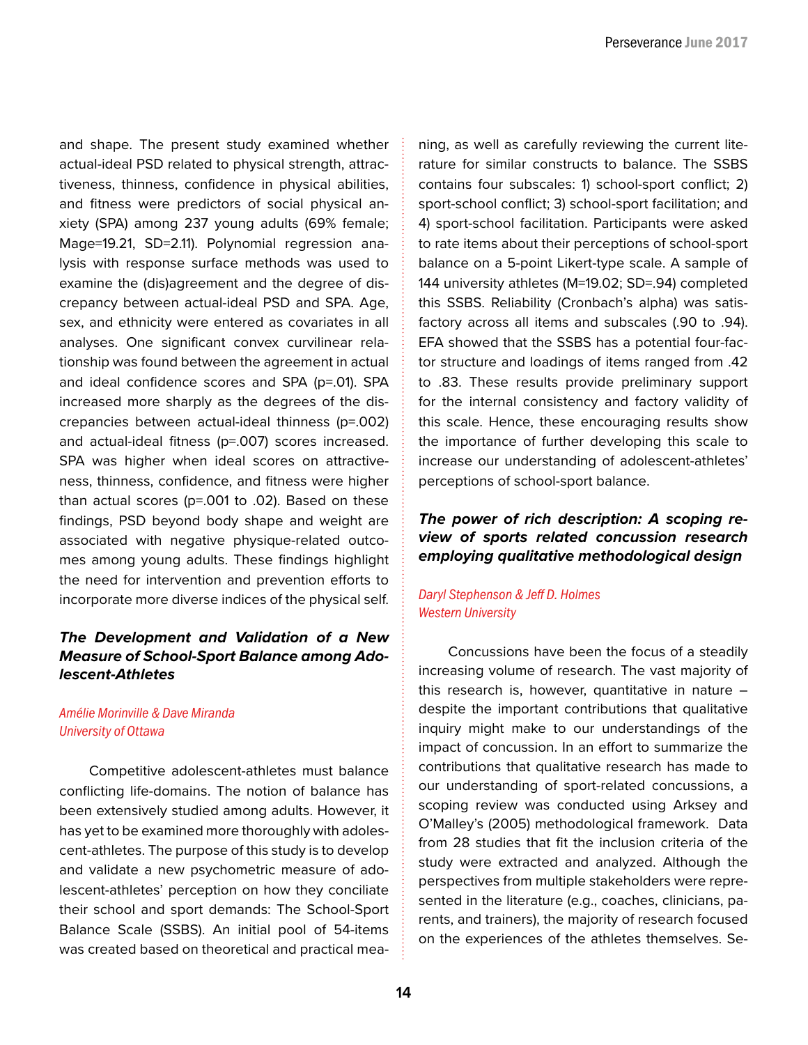and shape. The present study examined whether actual-ideal PSD related to physical strength, attractiveness, thinness, confidence in physical abilities, and fitness were predictors of social physical anxiety (SPA) among 237 young adults (69% female; Mage=19.21, SD=2.11). Polynomial regression analysis with response surface methods was used to examine the (dis)agreement and the degree of discrepancy between actual-ideal PSD and SPA. Age, sex, and ethnicity were entered as covariates in all analyses. One significant convex curvilinear relationship was found between the agreement in actual and ideal confidence scores and SPA (p=.01). SPA increased more sharply as the degrees of the discrepancies between actual-ideal thinness (p=.002) and actual-ideal fitness (p=.007) scores increased. SPA was higher when ideal scores on attractiveness, thinness, confidence, and fitness were higher than actual scores (p=.001 to .02). Based on these findings, PSD beyond body shape and weight are associated with negative physique-related outcomes among young adults. These findings highlight the need for intervention and prevention efforts to incorporate more diverse indices of the physical self.

### *The Development and Validation of a New Measure of School-Sport Balance among Adolescent-Athletes*

*Amélie Morinville & Dave Miranda*
*University of Ottawa*

Competitive adolescent-athletes must balance conflicting life-domains. The notion of balance has been extensively studied among adults. However, it has yet to be examined more thoroughly with adolescent-athletes. The purpose of this study is to develop and validate a new psychometric measure of adolescent-athletes' perception on how they conciliate their school and sport demands: The School-Sport Balance Scale (SSBS). An initial pool of 54-items was created based on theoretical and practical meaning, as well as carefully reviewing the current literature for similar constructs to balance. The SSBS contains four subscales: 1) school-sport conflict; 2) sport-school conflict; 3) school-sport facilitation; and 4) sport-school facilitation. Participants were asked to rate items about their perceptions of school-sport balance on a 5-point Likert-type scale. A sample of 144 university athletes (M=19.02; SD=.94) completed this SSBS. Reliability (Cronbach's alpha) was satisfactory across all items and subscales (.90 to .94). EFA showed that the SSBS has a potential four-factor structure and loadings of items ranged from .42 to .83. These results provide preliminary support for the internal consistency and factory validity of this scale. Hence, these encouraging results show the importance of further developing this scale to increase our understanding of adolescent-athletes' perceptions of school-sport balance.

### *The power of rich description: A scoping review of sports related concussion research employing qualitative methodological design*

*Daryl Stephenson & Jeff D. Holmes*
*Western University*

Concussions have been the focus of a steadily increasing volume of research. The vast majority of this research is, however, quantitative in nature – despite the important contributions that qualitative inquiry might make to our understandings of the impact of concussion. In an effort to summarize the contributions that qualitative research has made to our understanding of sport-related concussions, a scoping review was conducted using Arksey and O'Malley's (2005) methodological framework. Data from 28 studies that fit the inclusion criteria of the study were extracted and analyzed. Although the perspectives from multiple stakeholders were represented in the literature (e.g., coaches, clinicians, parents, and trainers), the majority of research focused on the experiences of the athletes themselves. Se-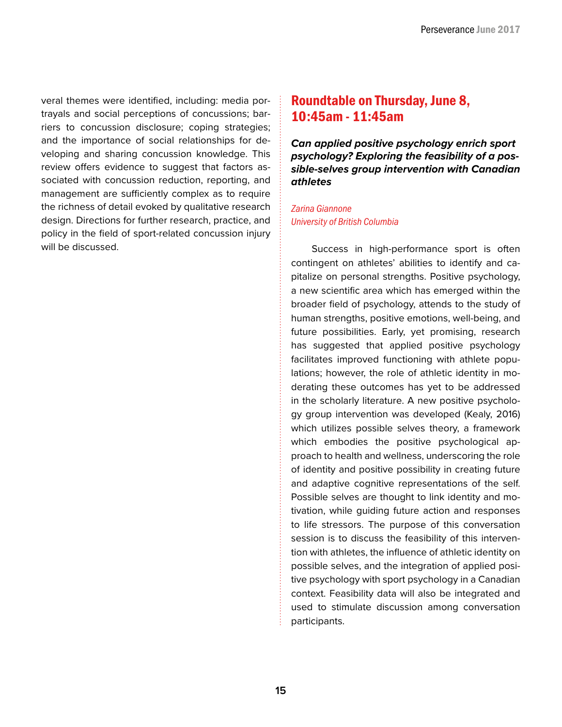veral themes were identified, including: media portrayals and social perceptions of concussions; barriers to concussion disclosure; coping strategies; and the importance of social relationships for developing and sharing concussion knowledge. This review offers evidence to suggest that factors associated with concussion reduction, reporting, and management are sufficiently complex as to require the richness of detail evoked by qualitative research design. Directions for further research, practice, and policy in the field of sport-related concussion injury will be discussed.

## Roundtable on Thursday, June 8, 10:45am - 11:45am

### *Can applied positive psychology enrich sport psychology? Exploring the feasibility of a possible-selves group intervention with Canadian athletes*

*Zarina Giannone*
*University of British Columbia*

Success in high-performance sport is often contingent on athletes' abilities to identify and capitalize on personal strengths. Positive psychology, a new scientific area which has emerged within the broader field of psychology, attends to the study of human strengths, positive emotions, well-being, and future possibilities. Early, yet promising, research has suggested that applied positive psychology facilitates improved functioning with athlete populations; however, the role of athletic identity in moderating these outcomes has yet to be addressed in the scholarly literature. A new positive psychology group intervention was developed (Kealy, 2016) which utilizes possible selves theory, a framework which embodies the positive psychological approach to health and wellness, underscoring the role of identity and positive possibility in creating future and adaptive cognitive representations of the self. Possible selves are thought to link identity and motivation, while guiding future action and responses to life stressors. The purpose of this conversation session is to discuss the feasibility of this intervention with athletes, the influence of athletic identity on possible selves, and the integration of applied positive psychology with sport psychology in a Canadian context. Feasibility data will also be integrated and used to stimulate discussion among conversation participants.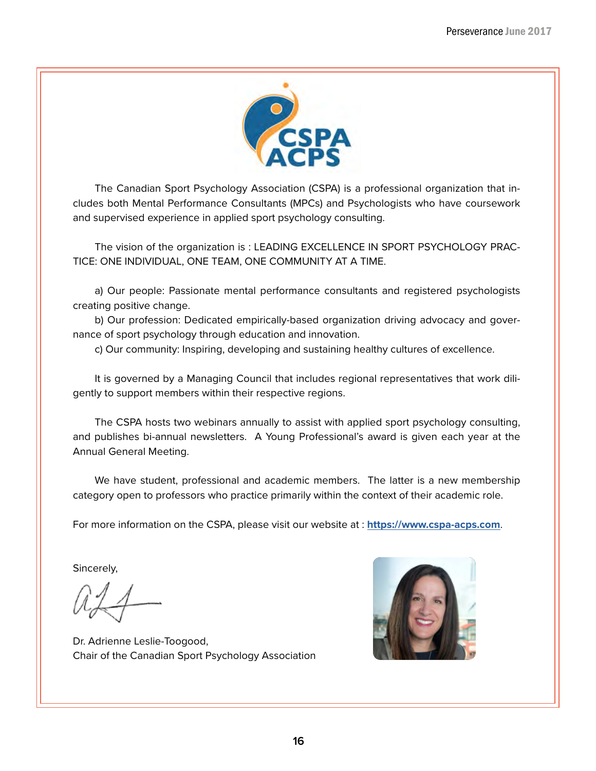The Canadian Sport Psychology Association (CSPA) is a professional organization that includes both Mental Performance Consultants (MPCs) and Psychologists who have coursework and supervised experience in applied sport psychology consulting.

The vision of the organization is : LEADING EXCELLENCE IN SPORT PSYCHOLOGY PRACTICE: ONE INDIVIDUAL, ONE TEAM, ONE COMMUNITY AT A TIME.

a) Our people: Passionate mental performance consultants and registered psychologists creating positive change.

b) Our profession: Dedicated empirically-based organization driving advocacy and governance of sport psychology through education and innovation.

c) Our community: Inspiring, developing and sustaining healthy cultures of excellence.

It is governed by a Managing Council that includes regional representatives that work diligently to support members within their respective regions.

The CSPA hosts two webinars annually to assist with applied sport psychology consulting, and publishes bi-annual newsletters. A Young Professional's award is given each year at the Annual General Meeting.

We have student, professional and academic members. The latter is a new membership category open to professors who practice primarily within the context of their academic role.

For more information on the CSPA, please visit our website at : **https://www.cspa-acps.com**.

Sincerely,

Dr. Adrienne Leslie-Toogood,
Chair of the Canadian Sport Psychology Association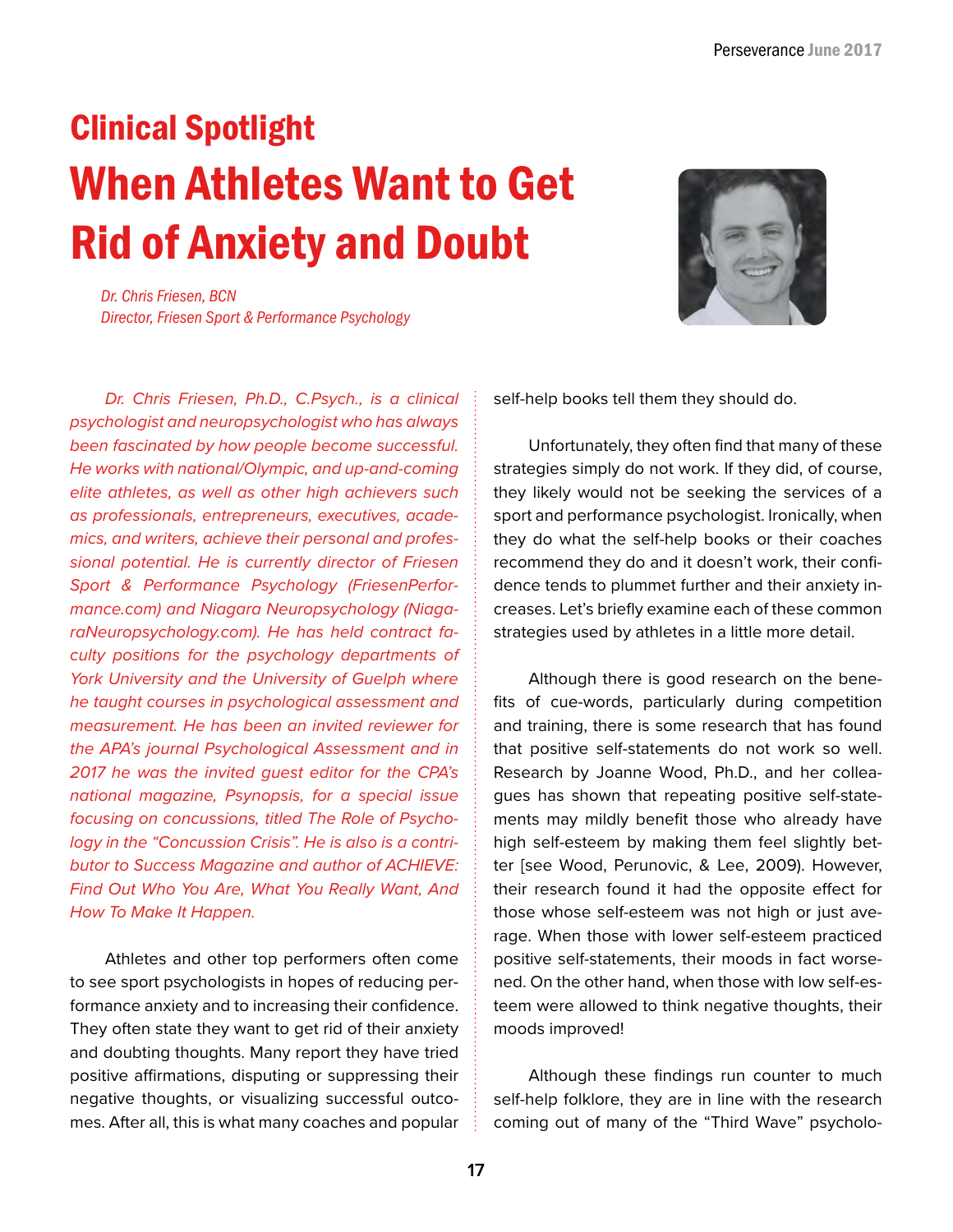## Clinical Spotlight

# When Athletes Want to Get Rid of Anxiety and Doubt

*Dr. Chris Friesen, BCN*
*Director, Friesen Sport & Performance Psychology*

*Dr. Chris Friesen, Ph.D., C.Psych., is a clinical psychologist and neuropsychologist who has always been fascinated by how people become successful. He works with national/Olympic, and up-and-coming elite athletes, as well as other high achievers such as professionals, entrepreneurs, executives, academics, and writers, achieve their personal and professional potential. He is currently director of Friesen Sport & Performance Psychology (FriesenPerformance.com) and Niagara Neuropsychology (NiagaraNeuropsychology.com). He has held contract faculty positions for the psychology departments of York University and the University of Guelph where he taught courses in psychological assessment and measurement. He has been an invited reviewer for the APA's journal Psychological Assessment and in 2017 he was the invited guest editor for the CPA's national magazine, Psynopsis, for a special issue focusing on concussions, titled The Role of Psychology in the "Concussion Crisis". He is also is a contributor to Success Magazine and author of ACHIEVE: Find Out Who You Are, What You Really Want, And How To Make It Happen.*

Athletes and other top performers often come to see sport psychologists in hopes of reducing performance anxiety and to increasing their confidence. They often state they want to get rid of their anxiety and doubting thoughts. Many report they have tried positive affirmations, disputing or suppressing their negative thoughts, or visualizing successful outcomes. After all, this is what many coaches and popular self-help books tell them they should do.

Unfortunately, they often find that many of these strategies simply do not work. If they did, of course, they likely would not be seeking the services of a sport and performance psychologist. Ironically, when they do what the self-help books or their coaches recommend they do and it doesn't work, their confidence tends to plummet further and their anxiety increases. Let's briefly examine each of these common strategies used by athletes in a little more detail.

Although there is good research on the benefits of cue-words, particularly during competition and training, there is some research that has found that positive self-statements do not work so well. Research by Joanne Wood, Ph.D., and her colleagues has shown that repeating positive self-statements may mildly benefit those who already have high self-esteem by making them feel slightly better [see Wood, Perunovic, & Lee, 2009). However, their research found it had the opposite effect for those whose self-esteem was not high or just average. When those with lower self-esteem practiced positive self-statements, their moods in fact worsened. On the other hand, when those with low self-esteem were allowed to think negative thoughts, their moods improved!

Although these findings run counter to much self-help folklore, they are in line with the research coming out of many of the "Third Wave" psycholo-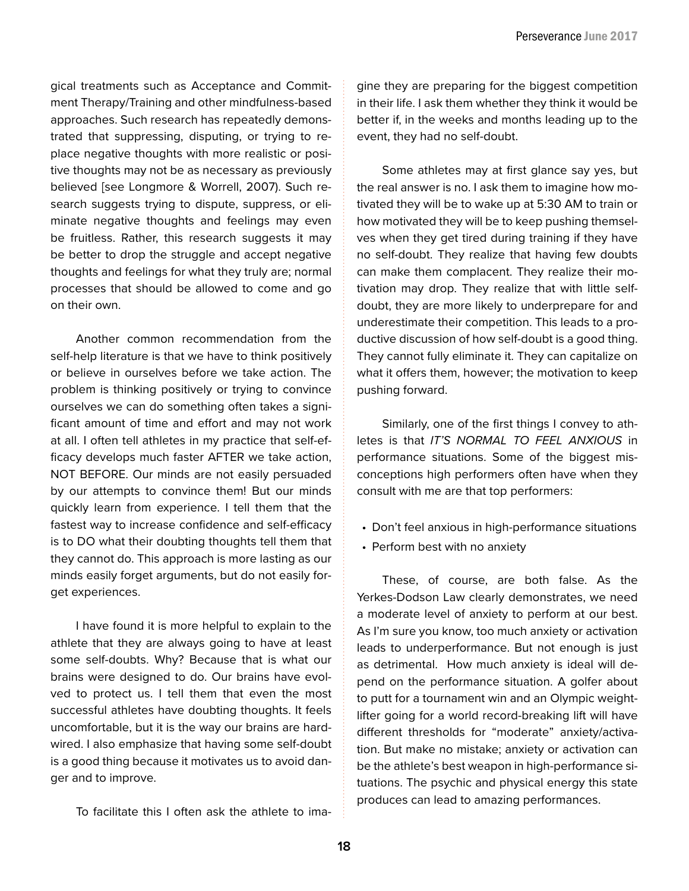gical treatments such as Acceptance and Commitment Therapy/Training and other mindfulness-based approaches. Such research has repeatedly demonstrated that suppressing, disputing, or trying to replace negative thoughts with more realistic or positive thoughts may not be as necessary as previously believed [see Longmore & Worrell, 2007). Such research suggests trying to dispute, suppress, or eliminate negative thoughts and feelings may even be fruitless. Rather, this research suggests it may be better to drop the struggle and accept negative thoughts and feelings for what they truly are; normal processes that should be allowed to come and go on their own.

Another common recommendation from the self-help literature is that we have to think positively or believe in ourselves before we take action. The problem is thinking positively or trying to convince ourselves we can do something often takes a significant amount of time and effort and may not work at all. I often tell athletes in my practice that self-efficacy develops much faster AFTER we take action, NOT BEFORE. Our minds are not easily persuaded by our attempts to convince them! But our minds quickly learn from experience. I tell them that the fastest way to increase confidence and self-efficacy is to DO what their doubting thoughts tell them that they cannot do. This approach is more lasting as our minds easily forget arguments, but do not easily forget experiences.

I have found it is more helpful to explain to the athlete that they are always going to have at least some self-doubts. Why? Because that is what our brains were designed to do. Our brains have evolved to protect us. I tell them that even the most successful athletes have doubting thoughts. It feels uncomfortable, but it is the way our brains are hardwired. I also emphasize that having some self-doubt is a good thing because it motivates us to avoid danger and to improve.

To facilitate this I often ask the athlete to imagine they are preparing for the biggest competition in their life. I ask them whether they think it would be better if, in the weeks and months leading up to the event, they had no self-doubt.

Some athletes may at first glance say yes, but the real answer is no. I ask them to imagine how motivated they will be to wake up at 5:30 AM to train or how motivated they will be to keep pushing themselves when they get tired during training if they have no self-doubt. They realize that having few doubts can make them complacent. They realize their motivation may drop. They realize that with little self-doubt, they are more likely to underprepare for and underestimate their competition. This leads to a productive discussion of how self-doubt is a good thing. They cannot fully eliminate it. They can capitalize on what it offers them, however; the motivation to keep pushing forward.

Similarly, one of the first things I convey to athletes is that *IT'S NORMAL TO FEEL ANXIOUS* in performance situations. Some of the biggest misconceptions high performers often have when they consult with me are that top performers:

- Don't feel anxious in high-performance situations
- Perform best with no anxiety

These, of course, are both false. As the Yerkes-Dodson Law clearly demonstrates, we need a moderate level of anxiety to perform at our best. As I'm sure you know, too much anxiety or activation leads to underperformance. But not enough is just as detrimental. How much anxiety is ideal will depend on the performance situation. A golfer about to putt for a tournament win and an Olympic weightlifter going for a world record-breaking lift will have different thresholds for "moderate" anxiety/activation. But make no mistake; anxiety or activation can be the athlete's best weapon in high-performance situations. The psychic and physical energy this state produces can lead to amazing performances.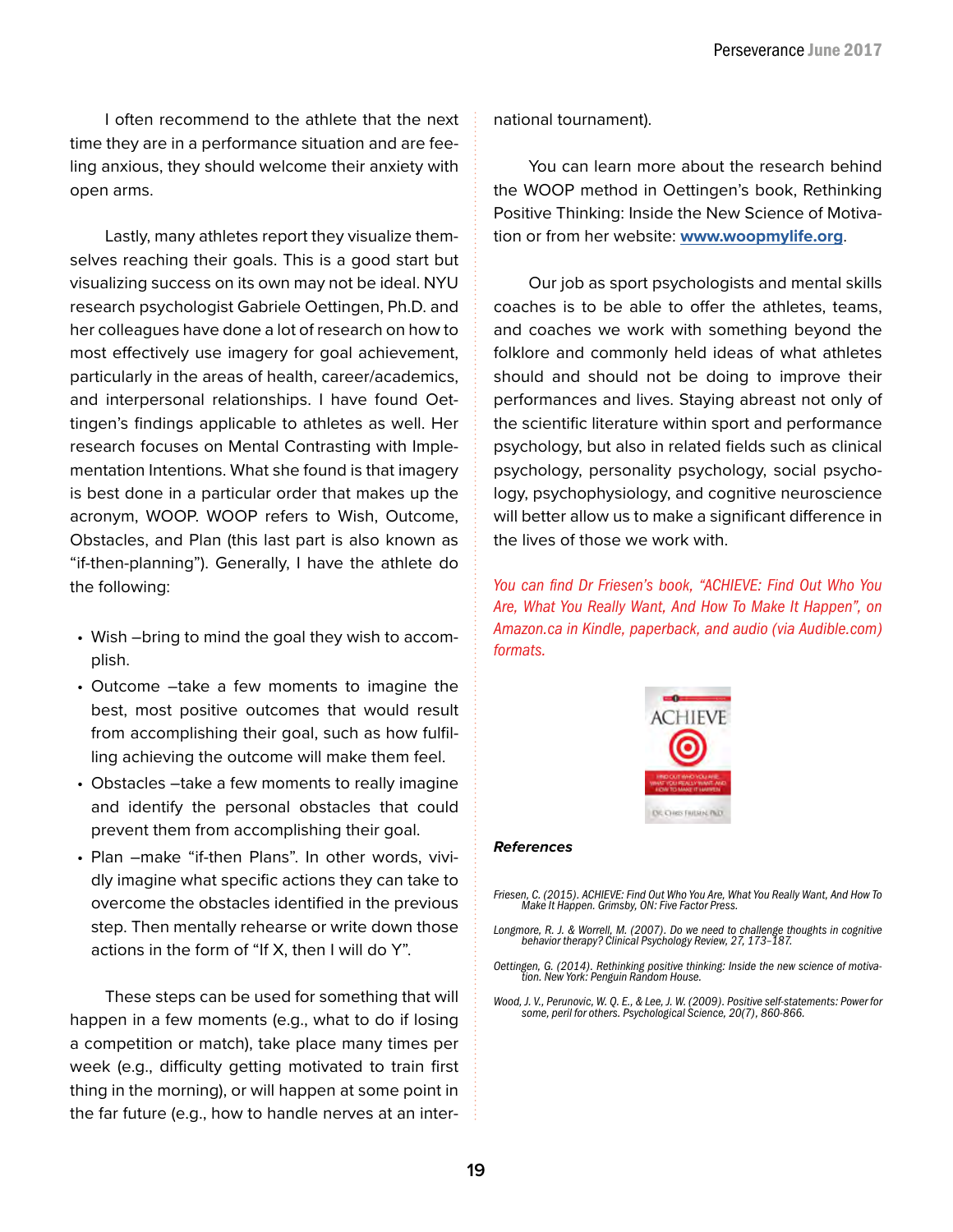I often recommend to the athlete that the next time they are in a performance situation and are feeling anxious, they should welcome their anxiety with open arms.

Lastly, many athletes report they visualize themselves reaching their goals. This is a good start but visualizing success on its own may not be ideal. NYU research psychologist Gabriele Oettingen, Ph.D. and her colleagues have done a lot of research on how to most effectively use imagery for goal achievement, particularly in the areas of health, career/academics, and interpersonal relationships. I have found Oettingen's findings applicable to athletes as well. Her research focuses on Mental Contrasting with Implementation Intentions. What she found is that imagery is best done in a particular order that makes up the acronym, WOOP. WOOP refers to Wish, Outcome, Obstacles, and Plan (this last part is also known as "if-then-planning"). Generally, I have the athlete do the following:

- Wish –bring to mind the goal they wish to accomplish.
- Outcome –take a few moments to imagine the best, most positive outcomes that would result from accomplishing their goal, such as how fulfilling achieving the outcome will make them feel.
- Obstacles –take a few moments to really imagine and identify the personal obstacles that could prevent them from accomplishing their goal.
- Plan –make "if-then Plans". In other words, vividly imagine what specific actions they can take to overcome the obstacles identified in the previous step. Then mentally rehearse or write down those actions in the form of "If X, then I will do Y".

These steps can be used for something that will happen in a few moments (e.g., what to do if losing a competition or match), take place many times per week (e.g., difficulty getting motivated to train first thing in the morning), or will happen at some point in the far future (e.g., how to handle nerves at an international tournament).

You can learn more about the research behind the WOOP method in Oettingen's book, Rethinking Positive Thinking: Inside the New Science of Motivation or from her website: **www.woopmylife.org**.

Our job as sport psychologists and mental skills coaches is to be able to offer the athletes, teams, and coaches we work with something beyond the folklore and commonly held ideas of what athletes should and should not be doing to improve their performances and lives. Staying abreast not only of the scientific literature within sport and performance psychology, but also in related fields such as clinical psychology, personality psychology, social psychology, psychophysiology, and cognitive neuroscience will better allow us to make a significant difference in the lives of those we work with.

*You can find Dr Friesen's book, "ACHIEVE: Find Out Who You Are, What You Really Want, And How To Make It Happen", on Amazon.ca in Kindle, paperback, and audio (via Audible.com) formats.*

***References***

*Friesen, C. (2015). ACHIEVE: Find Out Who You Are, What You Really Want, And How To Make It Happen. Grimsby, ON: Five Factor Press.*

*Longmore, R. J. & Worrell, M. (2007). Do we need to challenge thoughts in cognitive behavior therapy? Clinical Psychology Review, 27, 173–187.*

*Oettingen, G. (2014). Rethinking positive thinking: Inside the new science of motivation. New York: Penguin Random House.*

*Wood, J. V., Perunovic, W. Q. E., & Lee, J. W. (2009). Positive self-statements: Power for some, peril for others. Psychological Science, 20(7), 860-866.*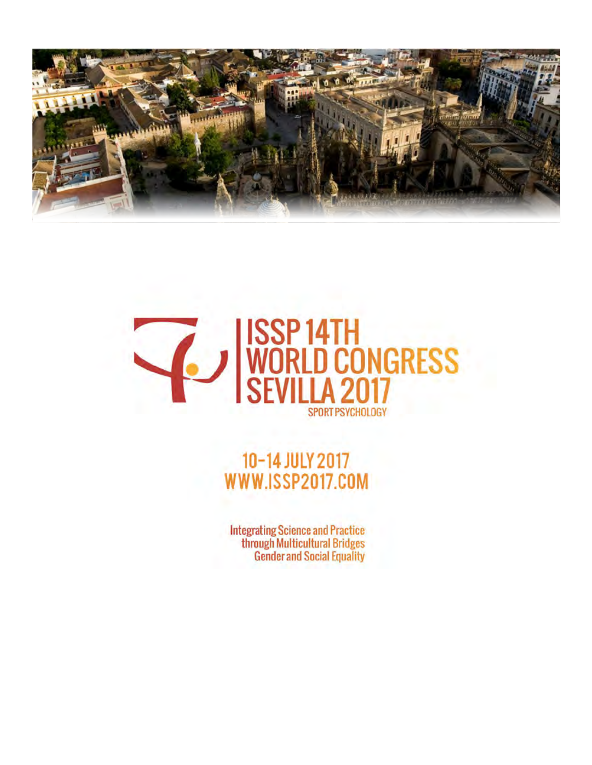# ISSP 14TH WORLD CONGRESS SEVILLA 2017

SPORT PSYCHOLOGY

## 10-14 JULY 2017
## WWW.ISSP2017.COM

**Integrating Science and Practice through Multicultural Bridges Gender and Social Equality**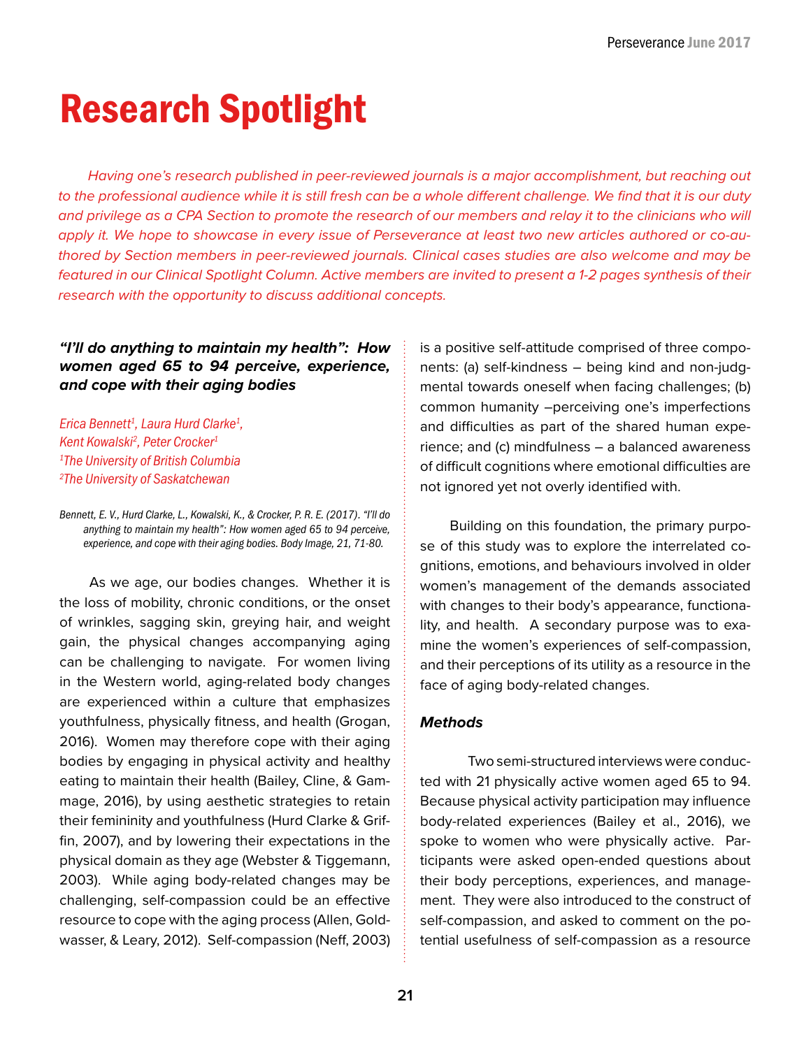# Research Spotlight

*Having one's research published in peer-reviewed journals is a major accomplishment, but reaching out to the professional audience while it is still fresh can be a whole different challenge. We find that it is our duty and privilege as a CPA Section to promote the research of our members and relay it to the clinicians who will apply it. We hope to showcase in every issue of Perseverance at least two new articles authored or co-authored by Section members in peer-reviewed journals. Clinical cases studies are also welcome and may be featured in our Clinical Spotlight Column. Active members are invited to present a 1-2 pages synthesis of their research with the opportunity to discuss additional concepts.*

### *"I'll do anything to maintain my health": How women aged 65 to 94 perceive, experience, and cope with their aging bodies*

*Erica Bennett[1], Laura Hurd Clarke[1], Kent Kowalski[2], Peter Crocker[1]*
*[1]The University of British Columbia*
*[2]The University of Saskatchewan*

*Bennett, E. V., Hurd Clarke, L., Kowalski, K., & Crocker, P. R. E. (2017). "I'll do anything to maintain my health": How women aged 65 to 94 perceive, experience, and cope with their aging bodies. Body Image, 21, 71-80.*

As we age, our bodies changes. Whether it is the loss of mobility, chronic conditions, or the onset of wrinkles, sagging skin, greying hair, and weight gain, the physical changes accompanying aging can be challenging to navigate. For women living in the Western world, aging-related body changes are experienced within a culture that emphasizes youthfulness, physically fitness, and health (Grogan, 2016). Women may therefore cope with their aging bodies by engaging in physical activity and healthy eating to maintain their health (Bailey, Cline, & Gammage, 2016), by using aesthetic strategies to retain their femininity and youthfulness (Hurd Clarke & Griffin, 2007), and by lowering their expectations in the physical domain as they age (Webster & Tiggemann, 2003). While aging body-related changes may be challenging, self-compassion could be an effective resource to cope with the aging process (Allen, Goldwasser, & Leary, 2012). Self-compassion (Neff, 2003) is a positive self-attitude comprised of three components: (a) self-kindness – being kind and non-judgmental towards oneself when facing challenges; (b) common humanity –perceiving one's imperfections and difficulties as part of the shared human experience; and (c) mindfulness – a balanced awareness of difficult cognitions where emotional difficulties are not ignored yet not overly identified with.

Building on this foundation, the primary purpose of this study was to explore the interrelated cognitions, emotions, and behaviours involved in older women's management of the demands associated with changes to their body's appearance, functionality, and health. A secondary purpose was to examine the women's experiences of self-compassion, and their perceptions of its utility as a resource in the face of aging body-related changes.

#### *Methods*

Two semi-structured interviews were conducted with 21 physically active women aged 65 to 94. Because physical activity participation may influence body-related experiences (Bailey et al., 2016), we spoke to women who were physically active. Participants were asked open-ended questions about their body perceptions, experiences, and management. They were also introduced to the construct of self-compassion, and asked to comment on the potential usefulness of self-compassion as a resource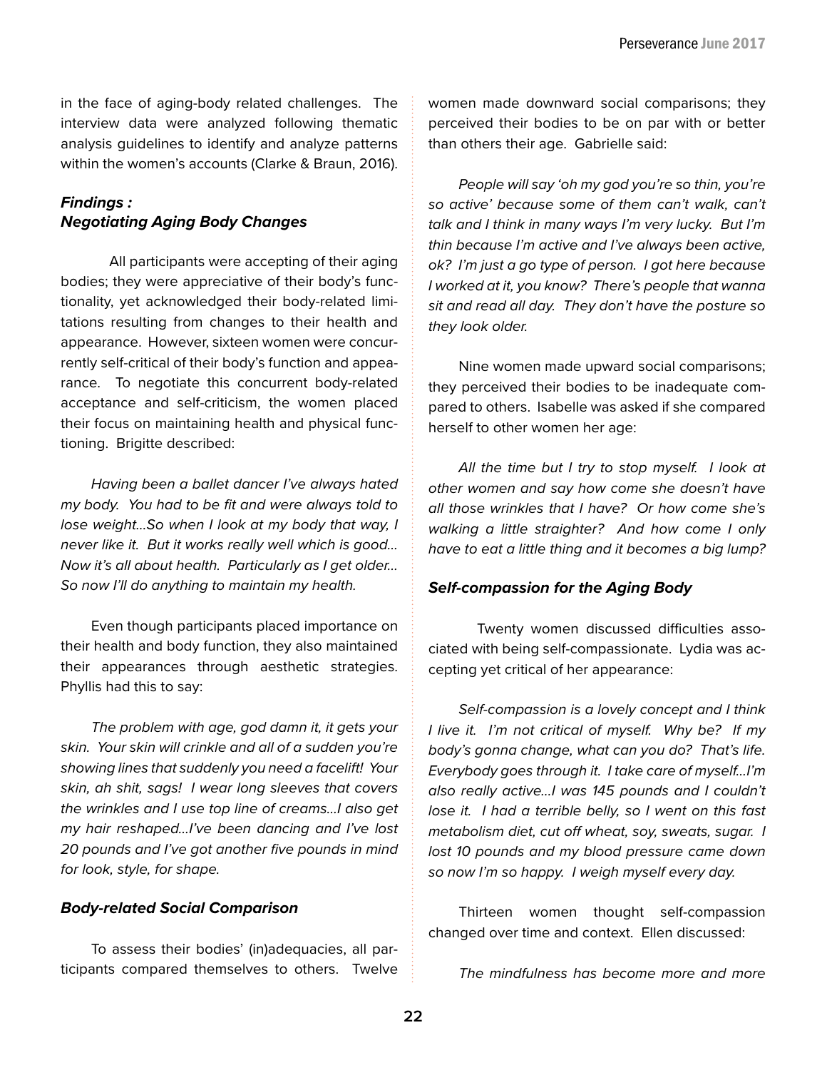in the face of aging-body related challenges. The interview data were analyzed following thematic analysis guidelines to identify and analyze patterns within the women's accounts (Clarke & Braun, 2016).

### *Findings : Negotiating Aging Body Changes*

All participants were accepting of their aging bodies; they were appreciative of their body's functionality, yet acknowledged their body-related limitations resulting from changes to their health and appearance. However, sixteen women were concurrently self-critical of their body's function and appearance. To negotiate this concurrent body-related acceptance and self-criticism, the women placed their focus on maintaining health and physical functioning. Brigitte described:

*Having been a ballet dancer I've always hated my body. You had to be fit and were always told to lose weight…So when I look at my body that way, I never like it. But it works really well which is good… Now it's all about health. Particularly as I get older… So now I'll do anything to maintain my health.*

Even though participants placed importance on their health and body function, they also maintained their appearances through aesthetic strategies. Phyllis had this to say:

*The problem with age, god damn it, it gets your skin. Your skin will crinkle and all of a sudden you're showing lines that suddenly you need a facelift! Your skin, ah shit, sags! I wear long sleeves that covers the wrinkles and I use top line of creams…I also get my hair reshaped…I've been dancing and I've lost 20 pounds and I've got another five pounds in mind for look, style, for shape.*

### *Body-related Social Comparison*

To assess their bodies' (in)adequacies, all participants compared themselves to others. Twelve women made downward social comparisons; they perceived their bodies to be on par with or better than others their age. Gabrielle said:

*People will say 'oh my god you're so thin, you're so active' because some of them can't walk, can't talk and I think in many ways I'm very lucky. But I'm thin because I'm active and I've always been active, ok? I'm just a go type of person. I got here because I worked at it, you know? There's people that wanna sit and read all day. They don't have the posture so they look older.*

Nine women made upward social comparisons; they perceived their bodies to be inadequate compared to others. Isabelle was asked if she compared herself to other women her age:

*All the time but I try to stop myself. I look at other women and say how come she doesn't have all those wrinkles that I have? Or how come she's walking a little straighter? And how come I only have to eat a little thing and it becomes a big lump?*

### *Self-compassion for the Aging Body*

Twenty women discussed difficulties associated with being self-compassionate. Lydia was accepting yet critical of her appearance:

*Self-compassion is a lovely concept and I think I live it. I'm not critical of myself. Why be? If my body's gonna change, what can you do? That's life. Everybody goes through it. I take care of myself…I'm also really active…I was 145 pounds and I couldn't lose it. I had a terrible belly, so I went on this fast metabolism diet, cut off wheat, soy, sweats, sugar. I lost 10 pounds and my blood pressure came down so now I'm so happy. I weigh myself every day.*

Thirteen women thought self-compassion changed over time and context. Ellen discussed:

*The mindfulness has become more and more*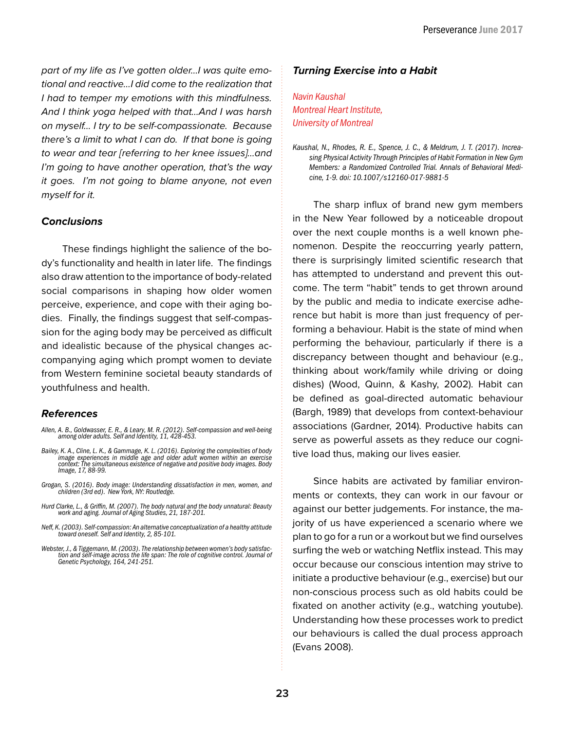*part of my life as I've gotten older...I was quite emotional and reactive...I did come to the realization that I had to temper my emotions with this mindfulness. And I think yoga helped with that...And I was harsh on myself... I try to be self-compassionate. Because there's a limit to what I can do. If that bone is going to wear and tear [referring to her knee issues]...and I'm going to have another operation, that's the way it goes. I'm not going to blame anyone, not even myself for it.*

### Conclusions

These findings highlight the salience of the body's functionality and health in later life. The findings also draw attention to the importance of body-related social comparisons in shaping how older women perceive, experience, and cope with their aging bodies. Finally, the findings suggest that self-compassion for the aging body may be perceived as difficult and idealistic because of the physical changes accompanying aging which prompt women to deviate from Western feminine societal beauty standards of youthfulness and health.

### References

*Allen, A. B., Goldwasser, E. R., & Leary, M. R. (2012). Self-compassion and well-being among older adults. Self and Identity, 11, 428-453.*

*Bailey, K. A., Cline, L. K., & Gammage, K. L. (2016). Exploring the complexities of body image experiences in middle age and older adult women within an exercise context: The simultaneous existence of negative and positive body images. Body Image, 17, 88-99.*

*Grogan, S. (2016). Body image: Understanding dissatisfaction in men, women, and children (3rd ed). New York, NY: Routledge.*

*Hurd Clarke, L., & Griffin, M. (2007). The body natural and the body unnatural: Beauty work and aging. Journal of Aging Studies, 21, 187-201.*

*Neff, K. (2003). Self-compassion: An alternative conceptualization of a healthy attitude toward oneself. Self and Identity, 2, 85-101.*

*Webster, J., & Tiggemann, M. (2003). The relationship between women's body satisfaction and self-image across the life span: The role of cognitive control. Journal of Genetic Psychology, 164, 241-251.*

## Turning Exercise into a Habit

*Navin Kaushal*
*Montreal Heart Institute,*
*University of Montreal*

*Kaushal, N., Rhodes, R. E., Spence, J. C., & Meldrum, J. T. (2017). Increasing Physical Activity Through Principles of Habit Formation in New Gym Members: a Randomized Controlled Trial. Annals of Behavioral Medicine, 1-9. doi: 10.1007/s12160-017-9881-5*

The sharp influx of brand new gym members in the New Year followed by a noticeable dropout over the next couple months is a well known phenomenon. Despite the reoccurring yearly pattern, there is surprisingly limited scientific research that has attempted to understand and prevent this outcome. The term "habit" tends to get thrown around by the public and media to indicate exercise adherence but habit is more than just frequency of performing a behaviour. Habit is the state of mind when performing the behaviour, particularly if there is a discrepancy between thought and behaviour (e.g., thinking about work/family while driving or doing dishes) (Wood, Quinn, & Kashy, 2002). Habit can be defined as goal-directed automatic behaviour (Bargh, 1989) that develops from context-behaviour associations (Gardner, 2014). Productive habits can serve as powerful assets as they reduce our cognitive load thus, making our lives easier.

Since habits are activated by familiar environments or contexts, they can work in our favour or against our better judgements. For instance, the majority of us have experienced a scenario where we plan to go for a run or a workout but we find ourselves surfing the web or watching Netflix instead. This may occur because our conscious intention may strive to initiate a productive behaviour (e.g., exercise) but our non-conscious process such as old habits could be fixated on another activity (e.g., watching youtube). Understanding how these processes work to predict our behaviours is called the dual process approach (Evans 2008).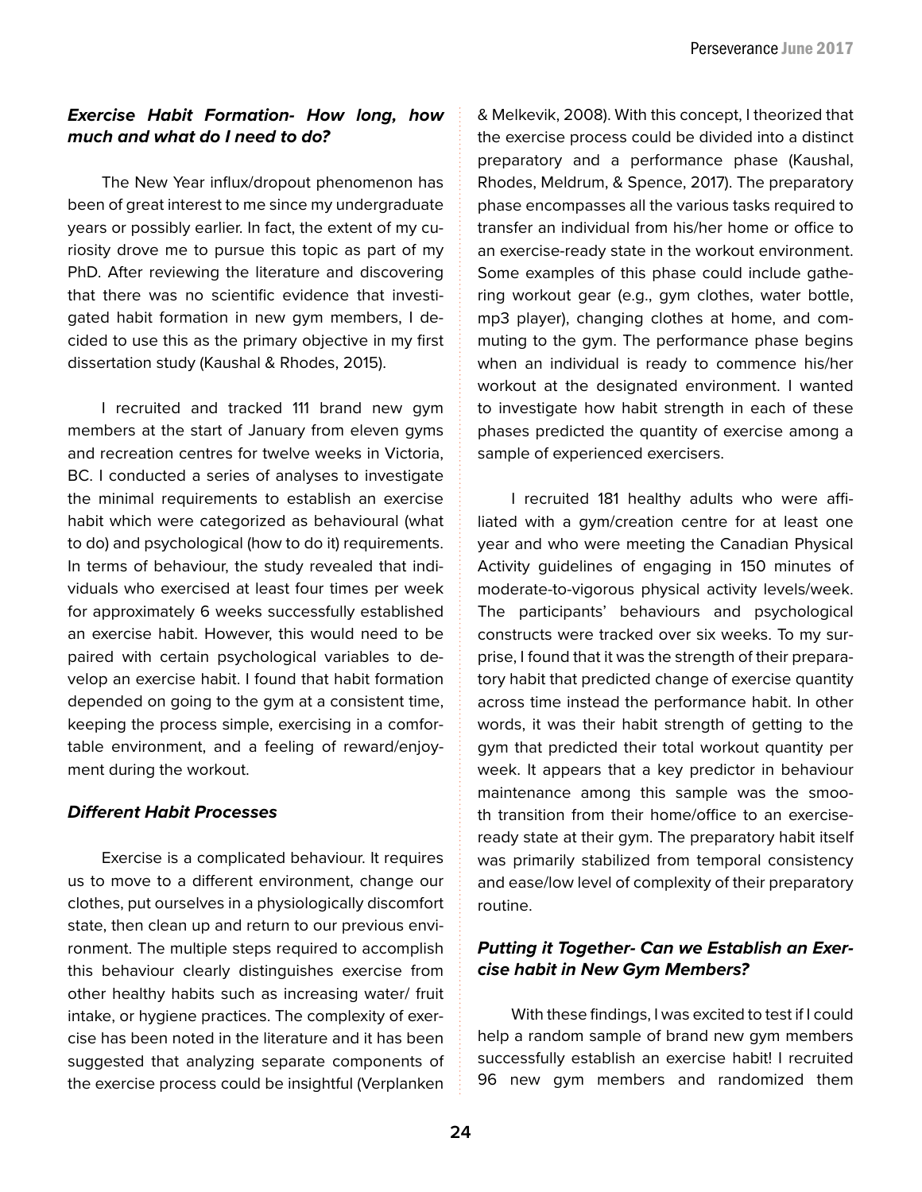### *Exercise Habit Formation- How long, how much and what do I need to do?*

The New Year influx/dropout phenomenon has been of great interest to me since my undergraduate years or possibly earlier. In fact, the extent of my curiosity drove me to pursue this topic as part of my PhD. After reviewing the literature and discovering that there was no scientific evidence that investigated habit formation in new gym members, I decided to use this as the primary objective in my first dissertation study (Kaushal & Rhodes, 2015).

I recruited and tracked 111 brand new gym members at the start of January from eleven gyms and recreation centres for twelve weeks in Victoria, BC. I conducted a series of analyses to investigate the minimal requirements to establish an exercise habit which were categorized as behavioural (what to do) and psychological (how to do it) requirements. In terms of behaviour, the study revealed that individuals who exercised at least four times per week for approximately 6 weeks successfully established an exercise habit. However, this would need to be paired with certain psychological variables to develop an exercise habit. I found that habit formation depended on going to the gym at a consistent time, keeping the process simple, exercising in a comfortable environment, and a feeling of reward/enjoyment during the workout.

### *Different Habit Processes*

Exercise is a complicated behaviour. It requires us to move to a different environment, change our clothes, put ourselves in a physiologically discomfort state, then clean up and return to our previous environment. The multiple steps required to accomplish this behaviour clearly distinguishes exercise from other healthy habits such as increasing water/ fruit intake, or hygiene practices. The complexity of exercise has been noted in the literature and it has been suggested that analyzing separate components of the exercise process could be insightful (Verplanken & Melkevik, 2008). With this concept, I theorized that the exercise process could be divided into a distinct preparatory and a performance phase (Kaushal, Rhodes, Meldrum, & Spence, 2017). The preparatory phase encompasses all the various tasks required to transfer an individual from his/her home or office to an exercise-ready state in the workout environment. Some examples of this phase could include gathering workout gear (e.g., gym clothes, water bottle, mp3 player), changing clothes at home, and commuting to the gym. The performance phase begins when an individual is ready to commence his/her workout at the designated environment. I wanted to investigate how habit strength in each of these phases predicted the quantity of exercise among a sample of experienced exercisers.

I recruited 181 healthy adults who were affiliated with a gym/creation centre for at least one year and who were meeting the Canadian Physical Activity guidelines of engaging in 150 minutes of moderate-to-vigorous physical activity levels/week. The participants' behaviours and psychological constructs were tracked over six weeks. To my surprise, I found that it was the strength of their preparatory habit that predicted change of exercise quantity across time instead the performance habit. In other words, it was their habit strength of getting to the gym that predicted their total workout quantity per week. It appears that a key predictor in behaviour maintenance among this sample was the smooth transition from their home/office to an exercise-ready state at their gym. The preparatory habit itself was primarily stabilized from temporal consistency and ease/low level of complexity of their preparatory routine.

### *Putting it Together- Can we Establish an Exercise habit in New Gym Members?*

With these findings, I was excited to test if I could help a random sample of brand new gym members successfully establish an exercise habit! I recruited 96 new gym members and randomized them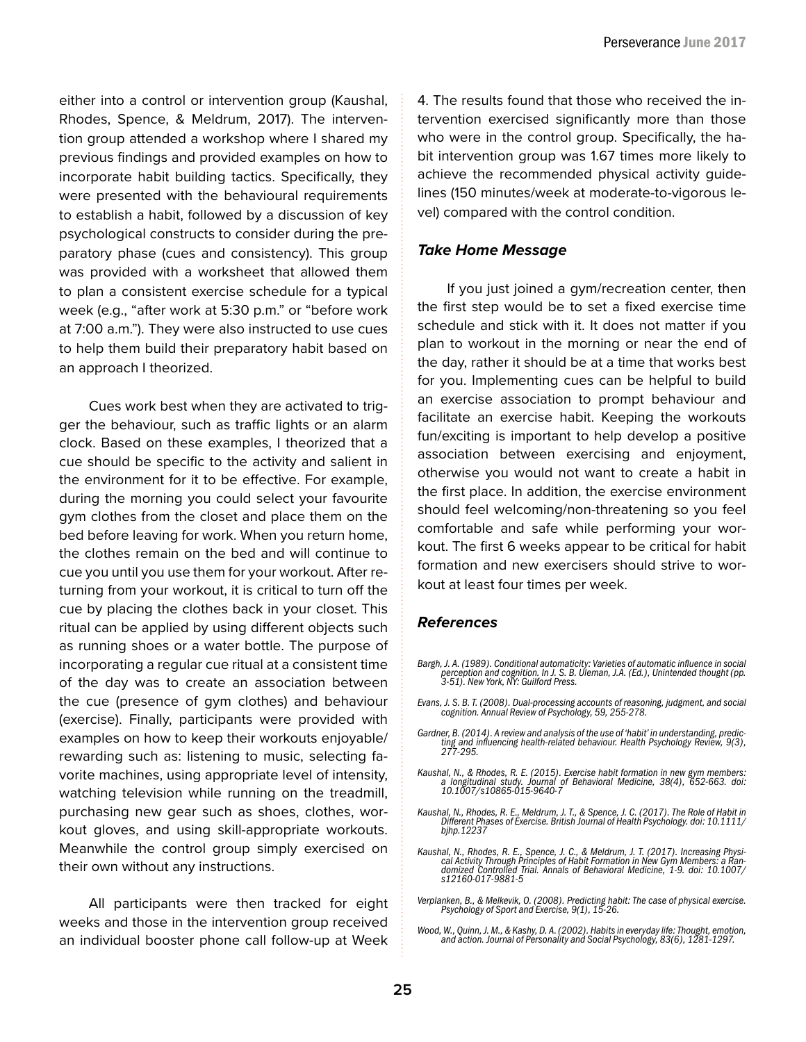either into a control or intervention group (Kaushal, Rhodes, Spence, & Meldrum, 2017). The intervention group attended a workshop where I shared my previous findings and provided examples on how to incorporate habit building tactics. Specifically, they were presented with the behavioural requirements to establish a habit, followed by a discussion of key psychological constructs to consider during the preparatory phase (cues and consistency). This group was provided with a worksheet that allowed them to plan a consistent exercise schedule for a typical week (e.g., "after work at 5:30 p.m." or "before work at 7:00 a.m."). They were also instructed to use cues to help them build their preparatory habit based on an approach I theorized.

Cues work best when they are activated to trigger the behaviour, such as traffic lights or an alarm clock. Based on these examples, I theorized that a cue should be specific to the activity and salient in the environment for it to be effective. For example, during the morning you could select your favourite gym clothes from the closet and place them on the bed before leaving for work. When you return home, the clothes remain on the bed and will continue to cue you until you use them for your workout. After returning from your workout, it is critical to turn off the cue by placing the clothes back in your closet. This ritual can be applied by using different objects such as running shoes or a water bottle. The purpose of incorporating a regular cue ritual at a consistent time of the day was to create an association between the cue (presence of gym clothes) and behaviour (exercise). Finally, participants were provided with examples on how to keep their workouts enjoyable/rewarding such as: listening to music, selecting favorite machines, using appropriate level of intensity, watching television while running on the treadmill, purchasing new gear such as shoes, clothes, workout gloves, and using skill-appropriate workouts. Meanwhile the control group simply exercised on their own without any instructions.

All participants were then tracked for eight weeks and those in the intervention group received an individual booster phone call follow-up at Week 4. The results found that those who received the intervention exercised significantly more than those who were in the control group. Specifically, the habit intervention group was 1.67 times more likely to achieve the recommended physical activity guidelines (150 minutes/week at moderate-to-vigorous level) compared with the control condition.

### *Take Home Message*

If you just joined a gym/recreation center, then the first step would be to set a fixed exercise time schedule and stick with it. It does not matter if you plan to workout in the morning or near the end of the day, rather it should be at a time that works best for you. Implementing cues can be helpful to build an exercise association to prompt behaviour and facilitate an exercise habit. Keeping the workouts fun/exciting is important to help develop a positive association between exercising and enjoyment, otherwise you would not want to create a habit in the first place. In addition, the exercise environment should feel welcoming/non-threatening so you feel comfortable and safe while performing your workout. The first 6 weeks appear to be critical for habit formation and new exercisers should strive to workout at least four times per week.

### *References*

*Bargh, J. A. (1989). Conditional automaticity: Varieties of automatic influence in social perception and cognition. In J. S. B. Uleman, J.A. (Ed.), Unintended thought (pp. 3-51). New York, NY: Guilford Press.*

*Evans, J. S. B. T. (2008). Dual-processing accounts of reasoning, judgment, and social cognition. Annual Review of Psychology, 59, 255-278.*

*Gardner, B. (2014). A review and analysis of the use of 'habit' in understanding, predicting and influencing health-related behaviour. Health Psychology Review, 9(3), 277-295.*

*Kaushal, N., & Rhodes, R. E. (2015). Exercise habit formation in new gym members: a longitudinal study. Journal of Behavioral Medicine, 38(4), 652-663. doi: 10.1007/s10865-015-9640-7*

*Kaushal, N., Rhodes, R. E., Meldrum, J. T., & Spence, J. C. (2017). The Role of Habit in Different Phases of Exercise. British Journal of Health Psychology. doi: 10.1111/bjhp.12237*

*Kaushal, N., Rhodes, R. E., Spence, J. C., & Meldrum, J. T. (2017). Increasing Physical Activity Through Principles of Habit Formation in New Gym Members: a Randomized Controlled Trial. Annals of Behavioral Medicine, 1-9. doi: 10.1007/s12160-017-9881-5*

*Verplanken, B., & Melkevik, O. (2008). Predicting habit: The case of physical exercise. Psychology of Sport and Exercise, 9(1), 15-26.*

*Wood, W., Quinn, J. M., & Kashy, D. A. (2002). Habits in everyday life: Thought, emotion, and action. Journal of Personality and Social Psychology, 83(6), 1281-1297.*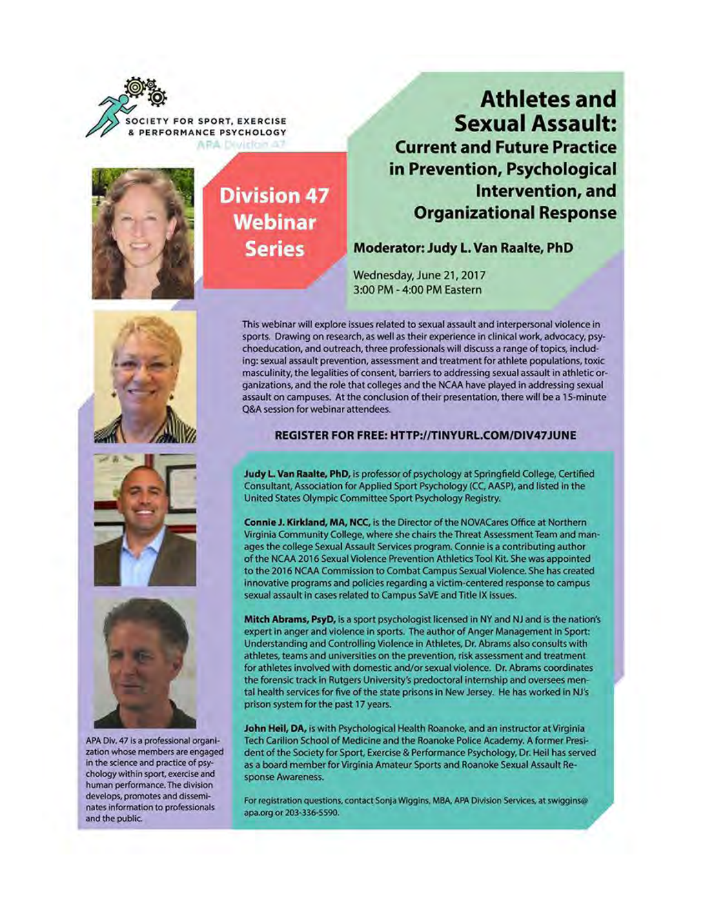SOCIETY FOR SPORT, EXERCISE & PERFORMANCE PSYCHOLOGY

APA Division 47

**Division 47 Webinar Series**

# Athletes and Sexual Assault:

## Current and Future Practice in Prevention, Psychological Intervention, and Organizational Response

### Moderator: Judy L. Van Raalte, PhD

Wednesday, June 21, 2017
3:00 PM - 4:00 PM Eastern

This webinar will explore issues related to sexual assault and interpersonal violence in sports. Drawing on research, as well as their experience in clinical work, advocacy, psychoeducation, and outreach, three professionals will discuss a range of topics, including: sexual assault prevention, assessment and treatment for athlete populations, toxic masculinity, the legalities of consent, barriers to addressing sexual assault in athletic organizations, and the role that colleges and the NCAA have played in addressing sexual assault on campuses. At the conclusion of their presentation, there will be a 15-minute Q&A session for webinar attendees.

**REGISTER FOR FREE: HTTP://TINYURL.COM/DIV47JUNE**

**Judy L. Van Raalte, PhD,** is professor of psychology at Springfield College, Certified Consultant, Association for Applied Sport Psychology (CC, AASP), and listed in the United States Olympic Committee Sport Psychology Registry.

**Connie J. Kirkland, MA, NCC,** is the Director of the NOVACares Office at Northern Virginia Community College, where she chairs the Threat Assessment Team and manages the college Sexual Assault Services program. Connie is a contributing author of the NCAA 2016 Sexual Violence Prevention Athletics Tool Kit. She was appointed to the 2016 NCAA Commission to Combat Campus Sexual Violence. She has created innovative programs and policies regarding a victim-centered response to campus sexual assault in cases related to Campus SaVE and Title IX issues.

**Mitch Abrams, PsyD,** is a sport psychologist licensed in NY and NJ and is the nation's expert in anger and violence in sports. The author of Anger Management in Sport: Understanding and Controlling Violence in Athletes, Dr. Abrams also consults with athletes, teams and universities on the prevention, risk assessment and treatment for athletes involved with domestic and/or sexual violence. Dr. Abrams coordinates the forensic track in Rutgers University's predoctoral internship and oversees mental health services for five of the state prisons in New Jersey. He has worked in NJ's prison system for the past 17 years.

**John Heil, DA,** is with Psychological Health Roanoke, and an instructor at Virginia Tech Carilion School of Medicine and the Roanoke Police Academy. A former President of the Society for Sport, Exercise & Performance Psychology, Dr. Heil has served as a board member for Virginia Amateur Sports and Roanoke Sexual Assault Response Awareness.

For registration questions, contact Sonja Wiggins, MBA, APA Division Services, at swiggins@apa.org or 203-336-5590.

APA Div. 47 is a professional organization whose members are engaged in the science and practice of psychology within sport, exercise and human performance. The division develops, promotes and disseminates information to professionals and the public.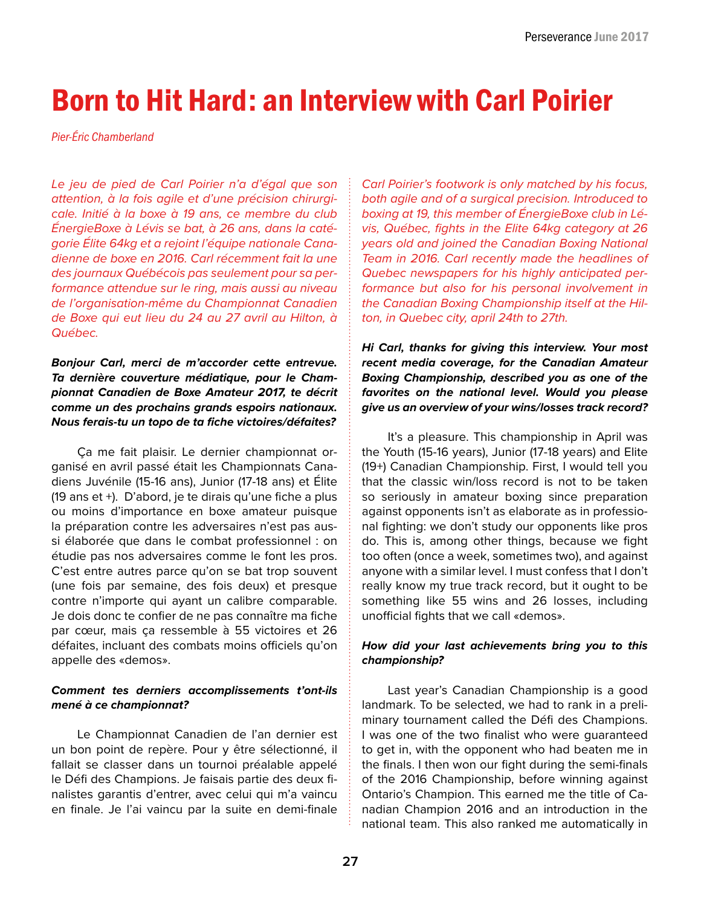# Born to Hit Hard: an Interview with Carl Poirier

*Pier-Éric Chamberland*

*Le jeu de pied de Carl Poirier n'a d'égal que son attention, à la fois agile et d'une précision chirurgicale. Initié à la boxe à 19 ans, ce membre du club ÉnergieBoxe à Lévis se bat, à 26 ans, dans la catégorie Élite 64kg et a rejoint l'équipe nationale Canadienne de boxe en 2016. Carl récemment fait la une des journaux Québécois pas seulement pour sa performance attendue sur le ring, mais aussi au niveau de l'organisation-même du Championnat Canadien de Boxe qui eut lieu du 24 au 27 avril au Hilton, à Québec.*

***Bonjour Carl, merci de m'accorder cette entrevue. Ta dernière couverture médiatique, pour le Championnat Canadien de Boxe Amateur 2017, te décrit comme un des prochains grands espoirs nationaux. Nous ferais-tu un topo de ta fiche victoires/défaites?***

Ça me fait plaisir. Le dernier championnat organisé en avril passé était les Championnats Canadiens Juvénile (15-16 ans), Junior (17-18 ans) et Élite (19 ans et +). D'abord, je te dirais qu'une fiche a plus ou moins d'importance en boxe amateur puisque la préparation contre les adversaires n'est pas aussi élaborée que dans le combat professionnel : on étudie pas nos adversaires comme le font les pros. C'est entre autres parce qu'on se bat trop souvent (une fois par semaine, des fois deux) et presque contre n'importe qui ayant un calibre comparable. Je dois donc te confier de ne pas connaître ma fiche par cœur, mais ça ressemble à 55 victoires et 26 défaites, incluant des combats moins officiels qu'on appelle des «demos».

***Comment tes derniers accomplissements t'ont-ils mené à ce championnat?***

Le Championnat Canadien de l'an dernier est un bon point de repère. Pour y être sélectionné, il fallait se classer dans un tournoi préalable appelé le Défi des Champions. Je faisais partie des deux finalistes garantis d'entrer, avec celui qui m'a vaincu en finale. Je l'ai vaincu par la suite en demi-finale

*Carl Poirier's footwork is only matched by his focus, both agile and of a surgical precision. Introduced to boxing at 19, this member of ÉnergieBoxe club in Lévis, Québec, fights in the Elite 64kg category at 26 years old and joined the Canadian Boxing National Team in 2016. Carl recently made the headlines of Quebec newspapers for his highly anticipated performance but also for his personal involvement in the Canadian Boxing Championship itself at the Hilton, in Quebec city, april 24th to 27th.*

***Hi Carl, thanks for giving this interview. Your most recent media coverage, for the Canadian Amateur Boxing Championship, described you as one of the favorites on the national level. Would you please give us an overview of your wins/losses track record?***

It's a pleasure. This championship in April was the Youth (15-16 years), Junior (17-18 years) and Elite (19+) Canadian Championship. First, I would tell you that the classic win/loss record is not to be taken so seriously in amateur boxing since preparation against opponents isn't as elaborate as in professional fighting: we don't study our opponents like pros do. This is, among other things, because we fight too often (once a week, sometimes two), and against anyone with a similar level. I must confess that I don't really know my true track record, but it ought to be something like 55 wins and 26 losses, including unofficial fights that we call «demos».

***How did your last achievements bring you to this championship?***

Last year's Canadian Championship is a good landmark. To be selected, we had to rank in a preliminary tournament called the Défi des Champions. I was one of the two finalist who were guaranteed to get in, with the opponent who had beaten me in the finals. I then won our fight during the semi-finals of the 2016 Championship, before winning against Ontario's Champion. This earned me the title of Canadian Champion 2016 and an introduction in the national team. This also ranked me automatically in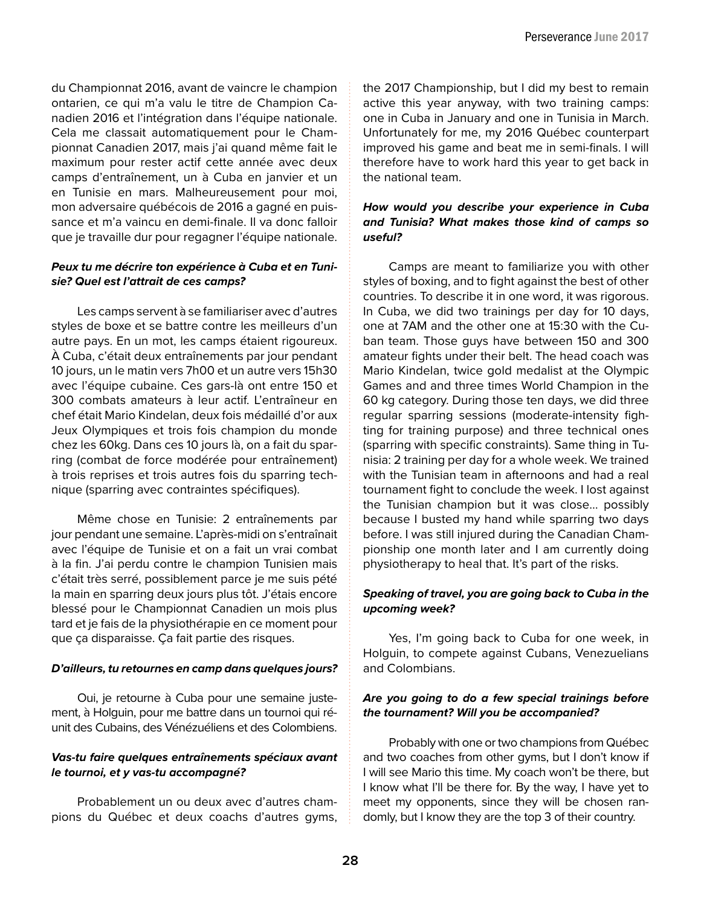du Championnat 2016, avant de vaincre le champion ontarien, ce qui m'a valu le titre de Champion Canadien 2016 et l'intégration dans l'équipe nationale. Cela me classait automatiquement pour le Championnat Canadien 2017, mais j'ai quand même fait le maximum pour rester actif cette année avec deux camps d'entraînement, un à Cuba en janvier et un en Tunisie en mars. Malheureusement pour moi, mon adversaire québécois de 2016 a gagné en puissance et m'a vaincu en demi-finale. Il va donc falloir que je travaille dur pour regagner l'équipe nationale.

***Peux tu me décrire ton expérience à Cuba et en Tunisie? Quel est l'attrait de ces camps?***

Les camps servent à se familiariser avec d'autres styles de boxe et se battre contre les meilleurs d'un autre pays. En un mot, les camps étaient rigoureux. À Cuba, c'était deux entraînements par jour pendant 10 jours, un le matin vers 7h00 et un autre vers 15h30 avec l'équipe cubaine. Ces gars-là ont entre 150 et 300 combats amateurs à leur actif. L'entraîneur en chef était Mario Kindelan, deux fois médaillé d'or aux Jeux Olympiques et trois fois champion du monde chez les 60kg. Dans ces 10 jours là, on a fait du sparring (combat de force modérée pour entraînement) à trois reprises et trois autres fois du sparring technique (sparring avec contraintes spécifiques).

Même chose en Tunisie: 2 entraînements par jour pendant une semaine. L'après-midi on s'entraînait avec l'équipe de Tunisie et on a fait un vrai combat à la fin. J'ai perdu contre le champion Tunisien mais c'était très serré, possiblement parce je me suis pété la main en sparring deux jours plus tôt. J'étais encore blessé pour le Championnat Canadien un mois plus tard et je fais de la physiothérapie en ce moment pour que ça disparaisse. Ça fait partie des risques.

***D'ailleurs, tu retournes en camp dans quelques jours?***

Oui, je retourne à Cuba pour une semaine justement, à Holguin, pour me battre dans un tournoi qui réunit des Cubains, des Vénézuéliens et des Colombiens.

***Vas-tu faire quelques entraînements spéciaux avant le tournoi, et y vas-tu accompagné?***

Probablement un ou deux avec d'autres champions du Québec et deux coachs d'autres gyms,

the 2017 Championship, but I did my best to remain active this year anyway, with two training camps: one in Cuba in January and one in Tunisia in March. Unfortunately for me, my 2016 Québec counterpart improved his game and beat me in semi-finals. I will therefore have to work hard this year to get back in the national team.

***How would you describe your experience in Cuba and Tunisia? What makes those kind of camps so useful?***

Camps are meant to familiarize you with other styles of boxing, and to fight against the best of other countries. To describe it in one word, it was rigorous. In Cuba, we did two trainings per day for 10 days, one at 7AM and the other one at 15:30 with the Cuban team. Those guys have between 150 and 300 amateur fights under their belt. The head coach was Mario Kindelan, twice gold medalist at the Olympic Games and and three times World Champion in the 60 kg category. During those ten days, we did three regular sparring sessions (moderate-intensity fighting for training purpose) and three technical ones (sparring with specific constraints). Same thing in Tunisia: 2 training per day for a whole week. We trained with the Tunisian team in afternoons and had a real tournament fight to conclude the week. I lost against the Tunisian champion but it was close... possibly because I busted my hand while sparring two days before. I was still injured during the Canadian Championship one month later and I am currently doing physiotherapy to heal that. It's part of the risks.

***Speaking of travel, you are going back to Cuba in the upcoming week?***

Yes, I'm going back to Cuba for one week, in Holguin, to compete against Cubans, Venezuelians and Colombians.

***Are you going to do a few special trainings before the tournament? Will you be accompanied?***

Probably with one or two champions from Québec and two coaches from other gyms, but I don't know if I will see Mario this time. My coach won't be there, but I know what I'll be there for. By the way, I have yet to meet my opponents, since they will be chosen randomly, but I know they are the top 3 of their country.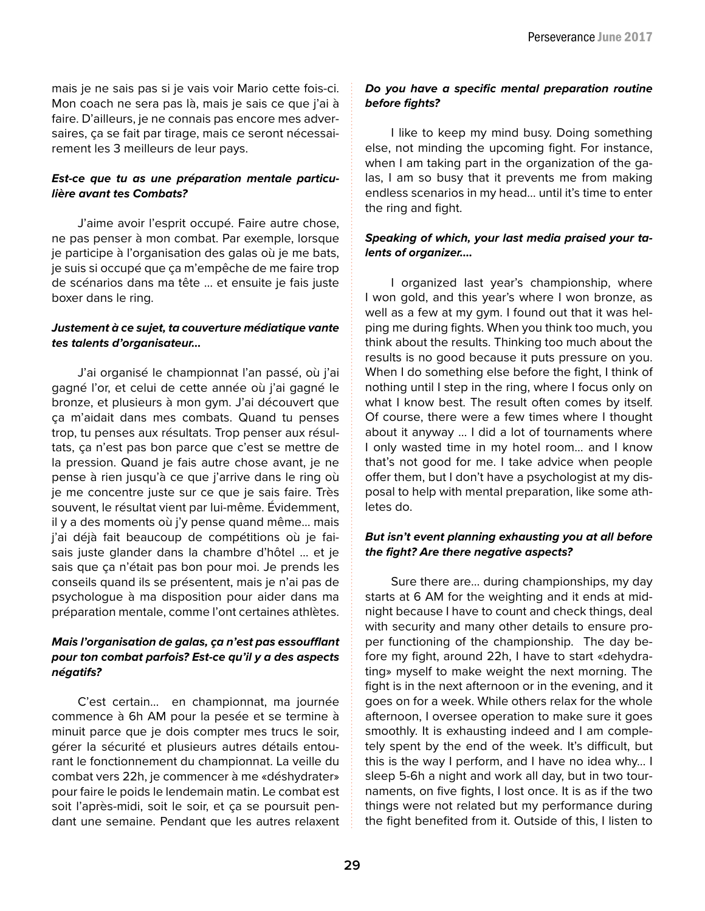mais je ne sais pas si je vais voir Mario cette fois-ci. Mon coach ne sera pas là, mais je sais ce que j'ai à faire. D'ailleurs, je ne connais pas encore mes adversaires, ça se fait par tirage, mais ce seront nécessairement les 3 meilleurs de leur pays.

***Est-ce que tu as une préparation mentale particulière avant tes Combats?***

J'aime avoir l'esprit occupé. Faire autre chose, ne pas penser à mon combat. Par exemple, lorsque je participe à l'organisation des galas où je me bats, je suis si occupé que ça m'empêche de me faire trop de scénarios dans ma tête ... et ensuite je fais juste boxer dans le ring.

***Justement à ce sujet, ta couverture médiatique vante tes talents d'organisateur...***

J'ai organisé le championnat l'an passé, où j'ai gagné l'or, et celui de cette année où j'ai gagné le bronze, et plusieurs à mon gym. J'ai découvert que ça m'aidait dans mes combats. Quand tu penses trop, tu penses aux résultats. Trop penser aux résultats, ça n'est pas bon parce que c'est se mettre de la pression. Quand je fais autre chose avant, je ne pense à rien jusqu'à ce que j'arrive dans le ring où je me concentre juste sur ce que je sais faire. Très souvent, le résultat vient par lui-même. Évidemment, il y a des moments où j'y pense quand même... mais j'ai déjà fait beaucoup de compétitions où je faisais juste glander dans la chambre d'hôtel ... et je sais que ça n'était pas bon pour moi. Je prends les conseils quand ils se présentent, mais je n'ai pas de psychologue à ma disposition pour aider dans ma préparation mentale, comme l'ont certaines athlètes.

***Mais l'organisation de galas, ça n'est pas essoufflant pour ton combat parfois? Est-ce qu'il y a des aspects négatifs?***

C'est certain... en championnat, ma journée commence à 6h AM pour la pesée et se termine à minuit parce que je dois compter mes trucs le soir, gérer la sécurité et plusieurs autres détails entourant le fonctionnement du championnat. La veille du combat vers 22h, je commencer à me «déshydrater» pour faire le poids le lendemain matin. Le combat est soit l'après-midi, soit le soir, et ça se poursuit pendant une semaine. Pendant que les autres relaxent

***Do you have a specific mental preparation routine before fights?***

I like to keep my mind busy. Doing something else, not minding the upcoming fight. For instance, when I am taking part in the organization of the galas, I am so busy that it prevents me from making endless scenarios in my head... until it's time to enter the ring and fight.

***Speaking of which, your last media praised your talents of organizer....***

I organized last year's championship, where I won gold, and this year's where I won bronze, as well as a few at my gym. I found out that it was helping me during fights. When you think too much, you think about the results. Thinking too much about the results is no good because it puts pressure on you. When I do something else before the fight, I think of nothing until I step in the ring, where I focus only on what I know best. The result often comes by itself. Of course, there were a few times where I thought about it anyway ... I did a lot of tournaments where I only wasted time in my hotel room... and I know that's not good for me. I take advice when people offer them, but I don't have a psychologist at my disposal to help with mental preparation, like some athletes do.

***But isn't event planning exhausting you at all before the fight? Are there negative aspects?***

Sure there are... during championships, my day starts at 6 AM for the weighting and it ends at midnight because I have to count and check things, deal with security and many other details to ensure proper functioning of the championship. The day before my fight, around 22h, I have to start «dehydrating» myself to make weight the next morning. The fight is in the next afternoon or in the evening, and it goes on for a week. While others relax for the whole afternoon, I oversee operation to make sure it goes smoothly. It is exhausting indeed and I am completely spent by the end of the week. It's difficult, but this is the way I perform, and I have no idea why... I sleep 5-6h a night and work all day, but in two tournaments, on five fights, I lost once. It is as if the two things were not related but my performance during the fight benefited from it. Outside of this, I listen to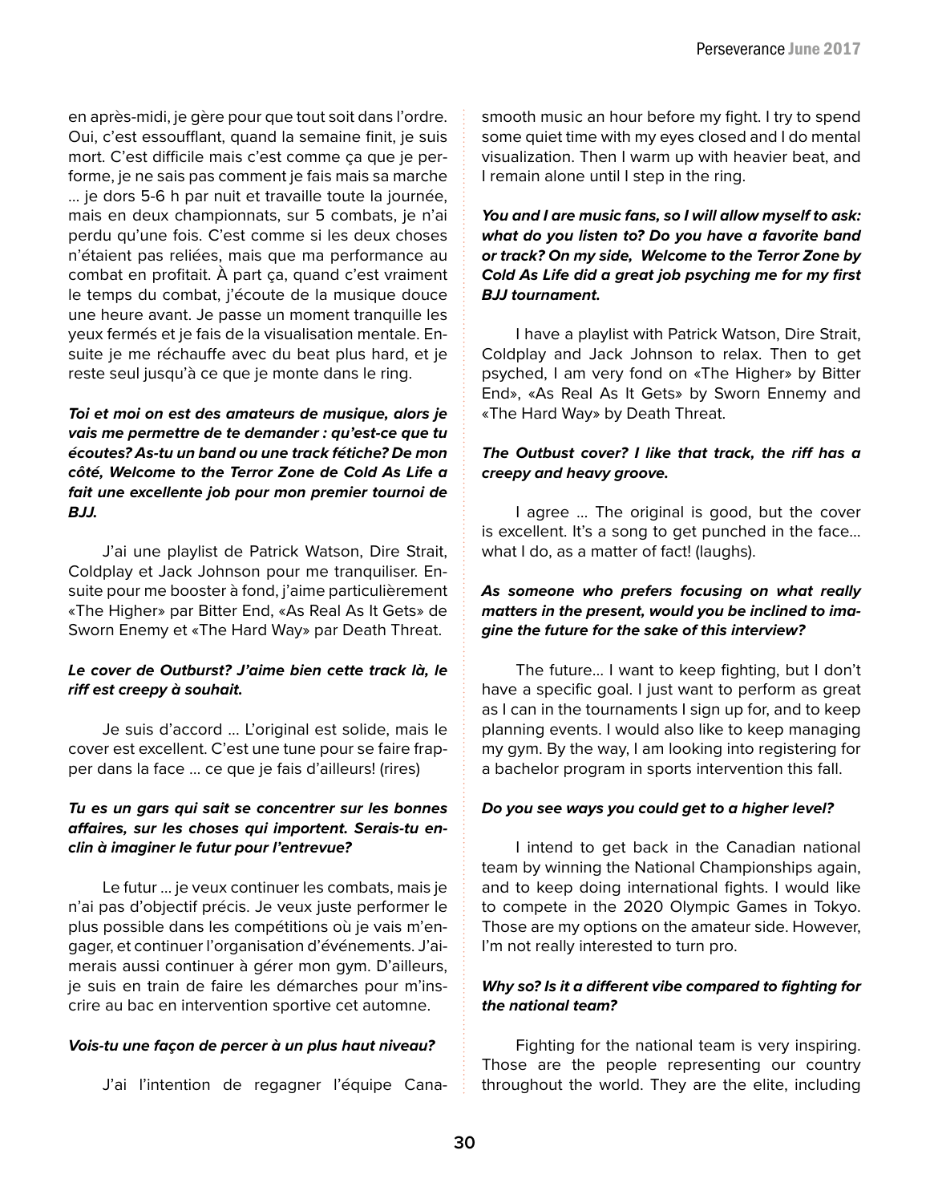en après-midi, je gère pour que tout soit dans l'ordre. Oui, c'est essoufflant, quand la semaine finit, je suis mort. C'est difficile mais c'est comme ça que je performe, je ne sais pas comment je fais mais sa marche … je dors 5-6 h par nuit et travaille toute la journée, mais en deux championnats, sur 5 combats, je n'ai perdu qu'une fois. C'est comme si les deux choses n'étaient pas reliées, mais que ma performance au combat en profitait. À part ça, quand c'est vraiment le temps du combat, j'écoute de la musique douce une heure avant. Je passe un moment tranquille les yeux fermés et je fais de la visualisation mentale. Ensuite je me réchauffe avec du beat plus hard, et je reste seul jusqu'à ce que je monte dans le ring.

***Toi et moi on est des amateurs de musique, alors je vais me permettre de te demander : qu'est-ce que tu écoutes? As-tu un band ou une track fétiche? De mon côté, Welcome to the Terror Zone de Cold As Life a fait une excellente job pour mon premier tournoi de BJJ.***

J'ai une playlist de Patrick Watson, Dire Strait, Coldplay et Jack Johnson pour me tranquiliser. Ensuite pour me booster à fond, j'aime particulièrement «The Higher» par Bitter End, «As Real As It Gets» de Sworn Enemy et «The Hard Way» par Death Threat.

***Le cover de Outburst? J'aime bien cette track là, le riff est creepy à souhait.***

Je suis d'accord … L'original est solide, mais le cover est excellent. C'est une tune pour se faire frapper dans la face … ce que je fais d'ailleurs! (rires)

***Tu es un gars qui sait se concentrer sur les bonnes affaires, sur les choses qui importent. Serais-tu enclin à imaginer le futur pour l'entrevue?***

Le futur … je veux continuer les combats, mais je n'ai pas d'objectif précis. Je veux juste performer le plus possible dans les compétitions où je vais m'engager, et continuer l'organisation d'événements. J'aimerais aussi continuer à gérer mon gym. D'ailleurs, je suis en train de faire les démarches pour m'inscrire au bac en intervention sportive cet automne.

***Vois-tu une façon de percer à un plus haut niveau?***

J'ai l'intention de regagner l'équipe Cana-

smooth music an hour before my fight. I try to spend some quiet time with my eyes closed and I do mental visualization. Then I warm up with heavier beat, and I remain alone until I step in the ring.

***You and I are music fans, so I will allow myself to ask: what do you listen to? Do you have a favorite band or track? On my side, Welcome to the Terror Zone by Cold As Life did a great job psyching me for my first BJJ tournament.***

I have a playlist with Patrick Watson, Dire Strait, Coldplay and Jack Johnson to relax. Then to get psyched, I am very fond on «The Higher» by Bitter End», «As Real As It Gets» by Sworn Ennemy and «The Hard Way» by Death Threat.

***The Outbust cover? I like that track, the riff has a creepy and heavy groove.***

I agree … The original is good, but the cover is excellent. It's a song to get punched in the face… what I do, as a matter of fact! (laughs).

***As someone who prefers focusing on what really matters in the present, would you be inclined to imagine the future for the sake of this interview?***

The future… I want to keep fighting, but I don't have a specific goal. I just want to perform as great as I can in the tournaments I sign up for, and to keep planning events. I would also like to keep managing my gym. By the way, I am looking into registering for a bachelor program in sports intervention this fall.

***Do you see ways you could get to a higher level?***

I intend to get back in the Canadian national team by winning the National Championships again, and to keep doing international fights. I would like to compete in the 2020 Olympic Games in Tokyo. Those are my options on the amateur side. However, I'm not really interested to turn pro.

***Why so? Is it a different vibe compared to fighting for the national team?***

Fighting for the national team is very inspiring. Those are the people representing our country throughout the world. They are the elite, including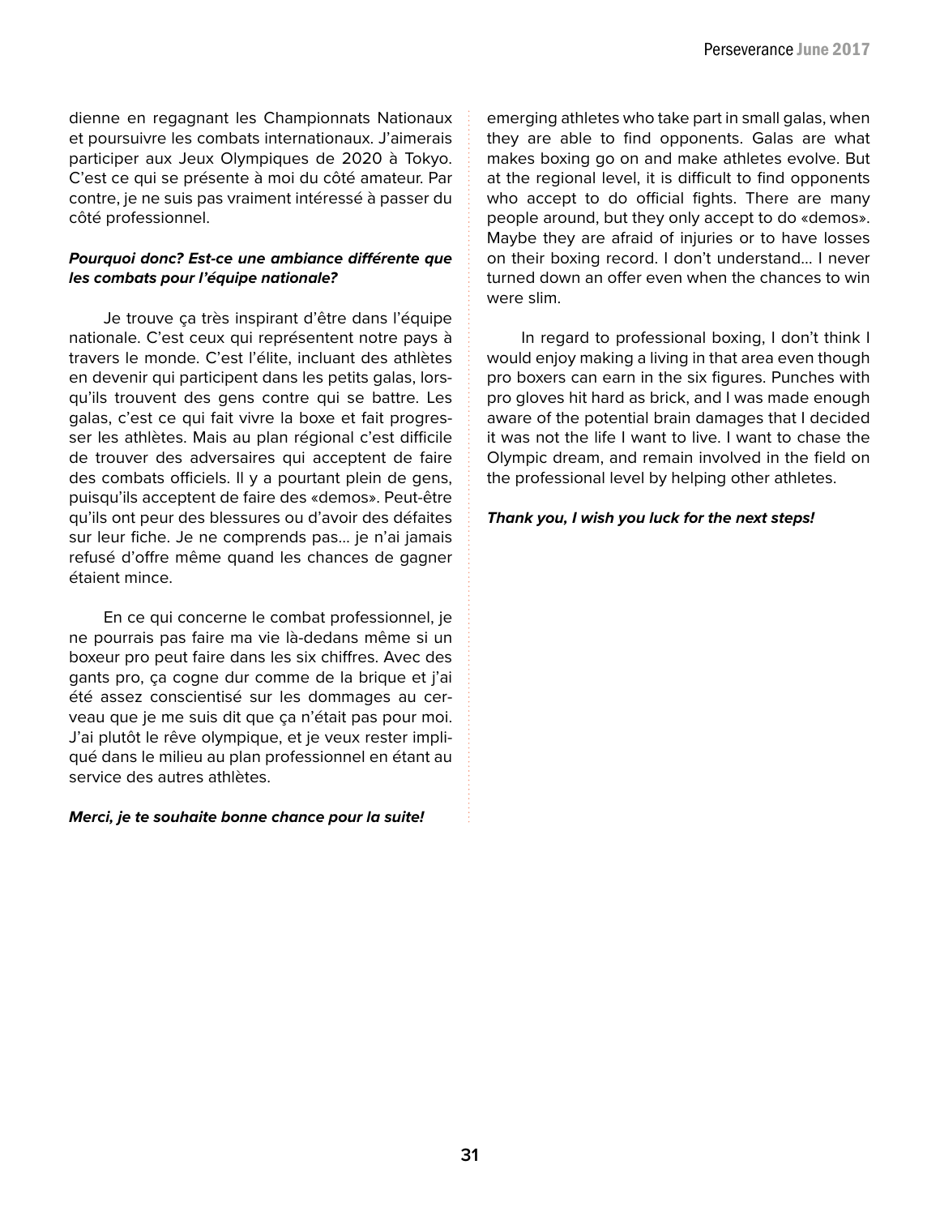dienne en regagnant les Championnats Nationaux et poursuivre les combats internationaux. J'aimerais participer aux Jeux Olympiques de 2020 à Tokyo. C'est ce qui se présente à moi du côté amateur. Par contre, je ne suis pas vraiment intéressé à passer du côté professionnel.

***Pourquoi donc? Est-ce une ambiance différente que les combats pour l'équipe nationale?***

Je trouve ça très inspirant d'être dans l'équipe nationale. C'est ceux qui représentent notre pays à travers le monde. C'est l'élite, incluant des athlètes en devenir qui participent dans les petits galas, lorsqu'ils trouvent des gens contre qui se battre. Les galas, c'est ce qui fait vivre la boxe et fait progresser les athlètes. Mais au plan régional c'est difficile de trouver des adversaires qui acceptent de faire des combats officiels. Il y a pourtant plein de gens, puisqu'ils acceptent de faire des «demos». Peut-être qu'ils ont peur des blessures ou d'avoir des défaites sur leur fiche. Je ne comprends pas… je n'ai jamais refusé d'offre même quand les chances de gagner étaient mince.

En ce qui concerne le combat professionnel, je ne pourrais pas faire ma vie là-dedans même si un boxeur pro peut faire dans les six chiffres. Avec des gants pro, ça cogne dur comme de la brique et j'ai été assez conscientisé sur les dommages au cerveau que je me suis dit que ça n'était pas pour moi. J'ai plutôt le rêve olympique, et je veux rester impliqué dans le milieu au plan professionnel en étant au service des autres athlètes.

***Merci, je te souhaite bonne chance pour la suite!***

emerging athletes who take part in small galas, when they are able to find opponents. Galas are what makes boxing go on and make athletes evolve. But at the regional level, it is difficult to find opponents who accept to do official fights. There are many people around, but they only accept to do «demos». Maybe they are afraid of injuries or to have losses on their boxing record. I don't understand… I never turned down an offer even when the chances to win were slim.

In regard to professional boxing, I don't think I would enjoy making a living in that area even though pro boxers can earn in the six figures. Punches with pro gloves hit hard as brick, and I was made enough aware of the potential brain damages that I decided it was not the life I want to live. I want to chase the Olympic dream, and remain involved in the field on the professional level by helping other athletes.

***Thank you, I wish you luck for the next steps!***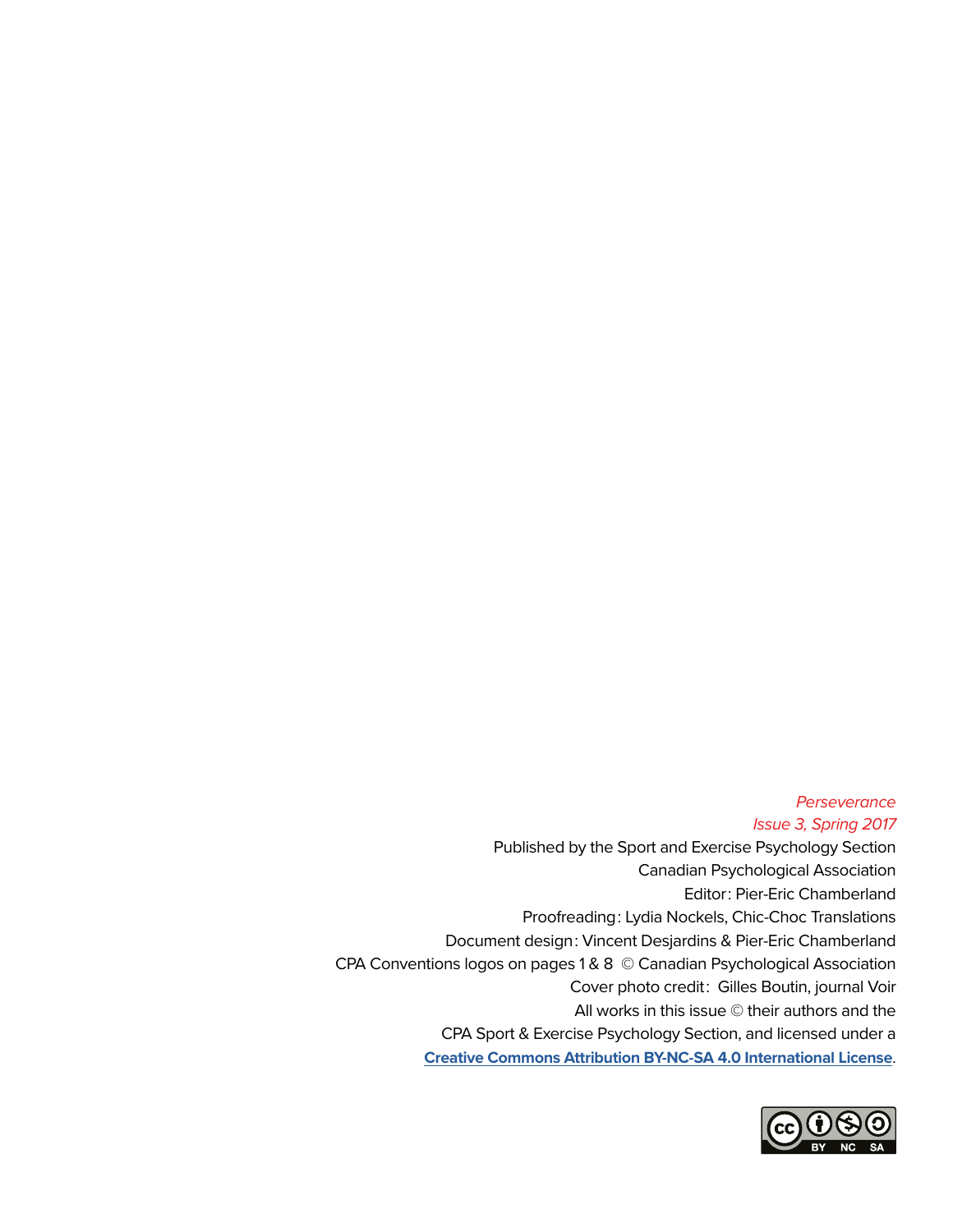*Perseverance*
*Issue 3, Spring 2017*

Published by the Sport and Exercise Psychology Section
Canadian Psychological Association
Editor : Pier-Eric Chamberland
Proofreading : Lydia Nockels, Chic-Choc Translations
Document design : Vincent Desjardins & Pier-Eric Chamberland
CPA Conventions logos on pages 1 & 8 © Canadian Psychological Association
Cover photo credit : Gilles Boutin, journal Voir
All works in this issue © their authors and the
CPA Sport & Exercise Psychology Section, and licensed under a
**Creative Commons Attribution BY-NC-SA 4.0 International License**.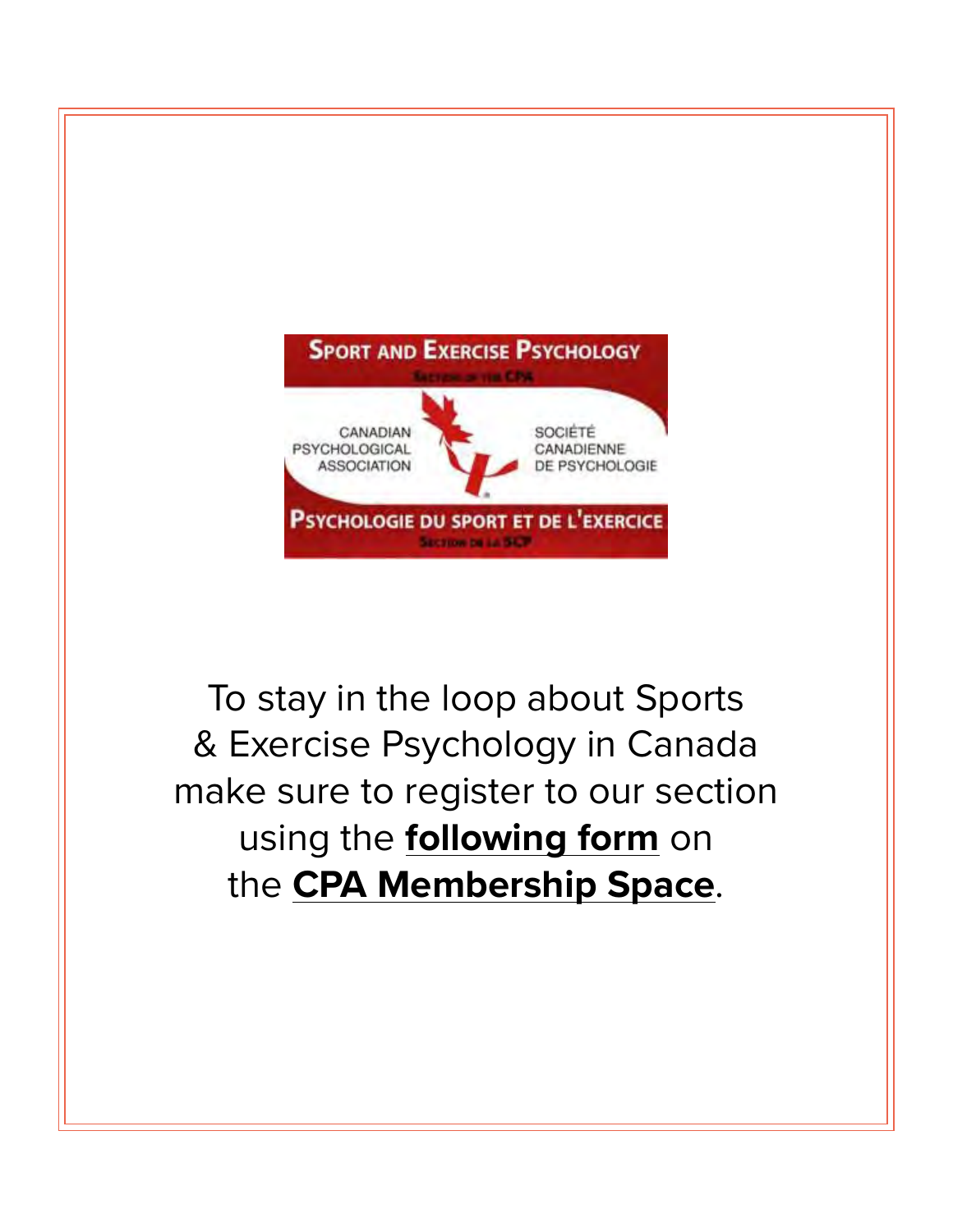To stay in the loop about Sports & Exercise Psychology in Canada make sure to register to our section using the **following form** on the **CPA Membership Space**.